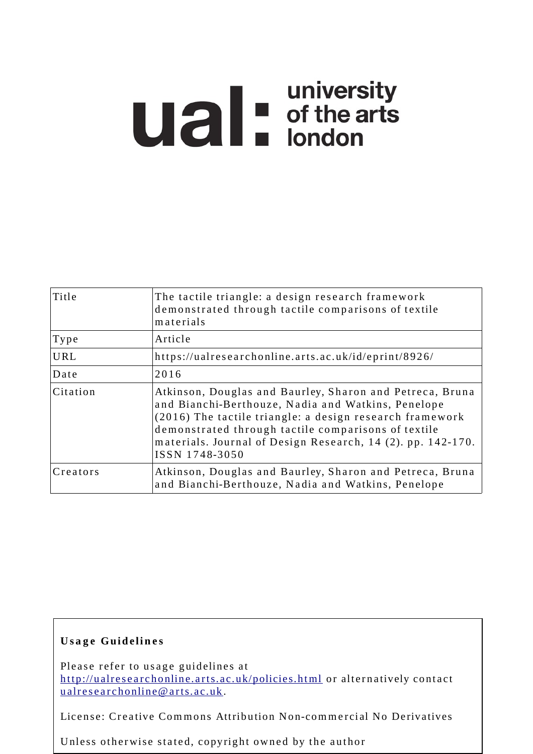ual: university of the arts london

| | |
|---|---|
| Title | The tactile triangle: a design research framework demonstrated through tactile comparisons of textile materials |
| Type | Article |
| URL | https://ualresearchonline.arts.ac.uk/id/eprint/8926/ |
| Date | 2016 |
| Citation | Atkinson, Douglas and Baurley, Sharon and Petreca, Bruna and Bianchi-Berthouze, Nadia and Watkins, Penelope (2016) The tactile triangle: a design research framework demonstrated through tactile comparisons of textile materials. Journal of Design Research, 14 (2). pp. 142-170. ISSN 1748-3050 |
| Creators | Atkinson, Douglas and Baurley, Sharon and Petreca, Bruna and Bianchi-Berthouze, Nadia and Watkins, Penelope |

**Usage Guidelines**

Please refer to usage guidelines at http://ualresearchonline.arts.ac.uk/policies.html or alternatively contact ualresearchonline@arts.ac.uk.

License: Creative Commons Attribution Non-commercial No Derivatives

Unless otherwise stated, copyright owned by the author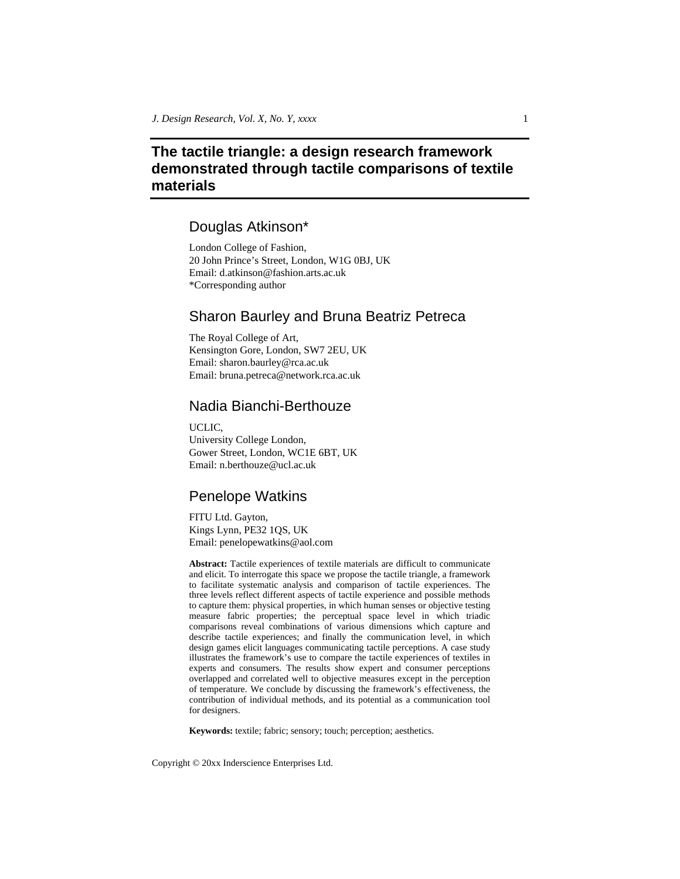# The tactile triangle: a design research framework demonstrated through tactile comparisons of textile materials

## Douglas Atkinson*

London College of Fashion,
20 John Prince's Street, London, W1G 0BJ, UK
Email: d.atkinson@fashion.arts.ac.uk
*Corresponding author

## Sharon Baurley and Bruna Beatriz Petreca

The Royal College of Art,
Kensington Gore, London, SW7 2EU, UK
Email: sharon.baurley@rca.ac.uk
Email: bruna.petreca@network.rca.ac.uk

## Nadia Bianchi-Berthouze

UCLIC,
University College London,
Gower Street, London, WC1E 6BT, UK
Email: n.berthouze@ucl.ac.uk

## Penelope Watkins

FITU Ltd. Gayton,
Kings Lynn, PE32 1QS, UK
Email: penelopewatkins@aol.com

**Abstract:** Tactile experiences of textile materials are difficult to communicate and elicit. To interrogate this space we propose the tactile triangle, a framework to facilitate systematic analysis and comparison of tactile experiences. The three levels reflect different aspects of tactile experience and possible methods to capture them: physical properties, in which human senses or objective testing measure fabric properties; the perceptual space level in which triadic comparisons reveal combinations of various dimensions which capture and describe tactile experiences; and finally the communication level, in which design games elicit languages communicating tactile perceptions. A case study illustrates the framework's use to compare the tactile experiences of textiles in experts and consumers. The results show expert and consumer perceptions overlapped and correlated well to objective measures except in the perception of temperature. We conclude by discussing the framework's effectiveness, the contribution of individual methods, and its potential as a communication tool for designers.

**Keywords:** textile; fabric; sensory; touch; perception; aesthetics.

Copyright © 20xx Inderscience Enterprises Ltd.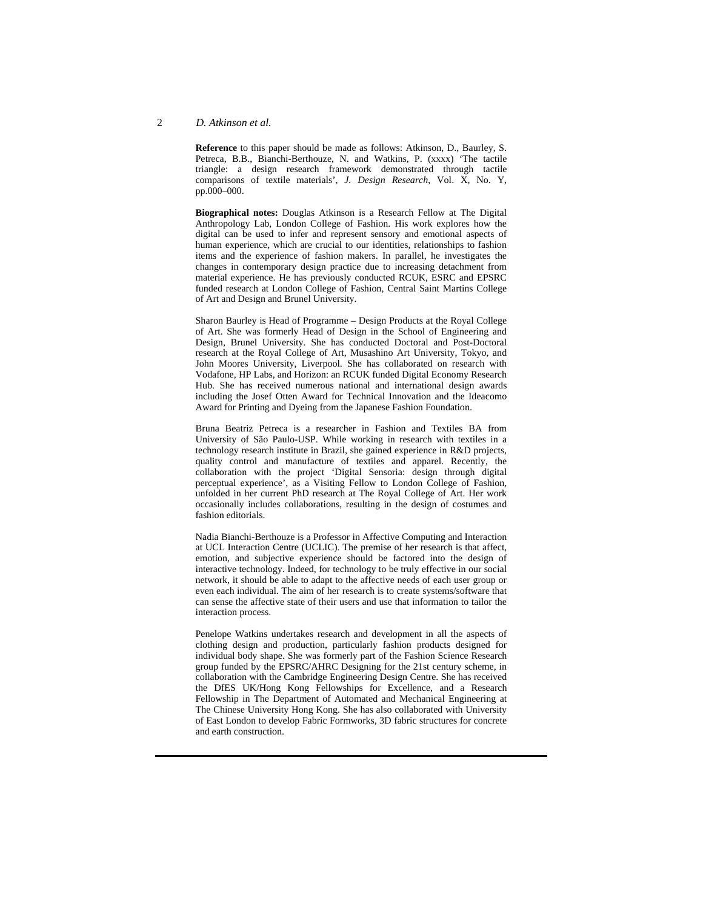**Reference** to this paper should be made as follows: Atkinson, D., Baurley, S. Petreca, B.B., Bianchi-Berthouze, N. and Watkins, P. (xxxx) 'The tactile triangle: a design research framework demonstrated through tactile comparisons of textile materials', *J. Design Research*, Vol. X, No. Y, pp.000–000.

**Biographical notes:** Douglas Atkinson is a Research Fellow at The Digital Anthropology Lab, London College of Fashion. His work explores how the digital can be used to infer and represent sensory and emotional aspects of human experience, which are crucial to our identities, relationships to fashion items and the experience of fashion makers. In parallel, he investigates the changes in contemporary design practice due to increasing detachment from material experience. He has previously conducted RCUK, ESRC and EPSRC funded research at London College of Fashion, Central Saint Martins College of Art and Design and Brunel University.

Sharon Baurley is Head of Programme – Design Products at the Royal College of Art. She was formerly Head of Design in the School of Engineering and Design, Brunel University. She has conducted Doctoral and Post-Doctoral research at the Royal College of Art, Musashino Art University, Tokyo, and John Moores University, Liverpool. She has collaborated on research with Vodafone, HP Labs, and Horizon: an RCUK funded Digital Economy Research Hub. She has received numerous national and international design awards including the Josef Otten Award for Technical Innovation and the Ideacomo Award for Printing and Dyeing from the Japanese Fashion Foundation.

Bruna Beatriz Petreca is a researcher in Fashion and Textiles BA from University of São Paulo-USP. While working in research with textiles in a technology research institute in Brazil, she gained experience in R&D projects, quality control and manufacture of textiles and apparel. Recently, the collaboration with the project 'Digital Sensoria: design through digital perceptual experience', as a Visiting Fellow to London College of Fashion, unfolded in her current PhD research at The Royal College of Art. Her work occasionally includes collaborations, resulting in the design of costumes and fashion editorials.

Nadia Bianchi-Berthouze is a Professor in Affective Computing and Interaction at UCL Interaction Centre (UCLIC). The premise of her research is that affect, emotion, and subjective experience should be factored into the design of interactive technology. Indeed, for technology to be truly effective in our social network, it should be able to adapt to the affective needs of each user group or even each individual. The aim of her research is to create systems/software that can sense the affective state of their users and use that information to tailor the interaction process.

Penelope Watkins undertakes research and development in all the aspects of clothing design and production, particularly fashion products designed for individual body shape. She was formerly part of the Fashion Science Research group funded by the EPSRC/AHRC Designing for the 21st century scheme, in collaboration with the Cambridge Engineering Design Centre. She has received the DfES UK/Hong Kong Fellowships for Excellence, and a Research Fellowship in The Department of Automated and Mechanical Engineering at The Chinese University Hong Kong. She has also collaborated with University of East London to develop Fabric Formworks, 3D fabric structures for concrete and earth construction.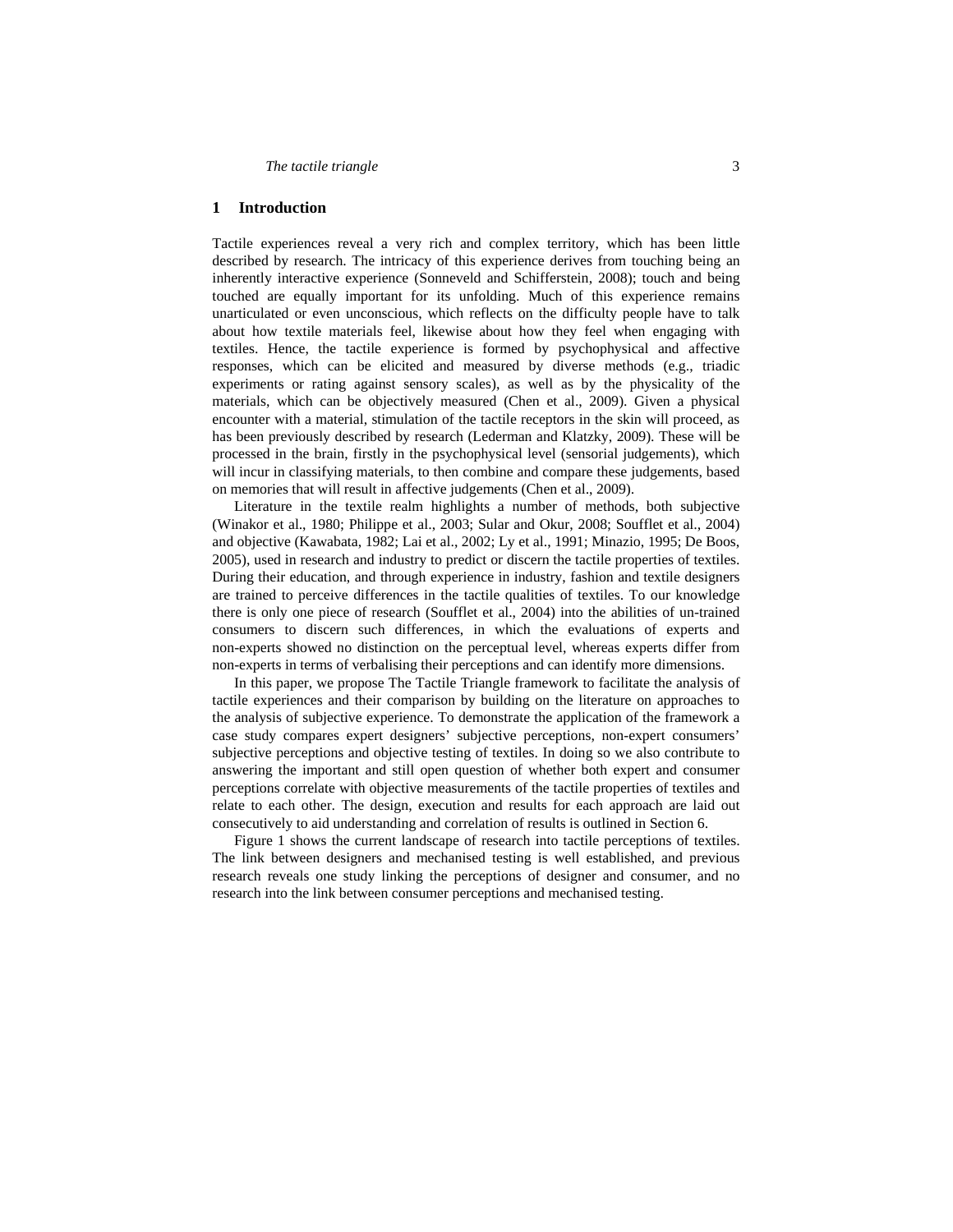# 1 Introduction

Tactile experiences reveal a very rich and complex territory, which has been little described by research. The intricacy of this experience derives from touching being an inherently interactive experience (Sonneveld and Schifferstein, 2008); touch and being touched are equally important for its unfolding. Much of this experience remains unarticulated or even unconscious, which reflects on the difficulty people have to talk about how textile materials feel, likewise about how they feel when engaging with textiles. Hence, the tactile experience is formed by psychophysical and affective responses, which can be elicited and measured by diverse methods (e.g., triadic experiments or rating against sensory scales), as well as by the physicality of the materials, which can be objectively measured (Chen et al., 2009). Given a physical encounter with a material, stimulation of the tactile receptors in the skin will proceed, as has been previously described by research (Lederman and Klatzky, 2009). These will be processed in the brain, firstly in the psychophysical level (sensorial judgements), which will incur in classifying materials, to then combine and compare these judgements, based on memories that will result in affective judgements (Chen et al., 2009).

Literature in the textile realm highlights a number of methods, both subjective (Winakor et al., 1980; Philippe et al., 2003; Sular and Okur, 2008; Soufflet et al., 2004) and objective (Kawabata, 1982; Lai et al., 2002; Ly et al., 1991; Minazio, 1995; De Boos, 2005), used in research and industry to predict or discern the tactile properties of textiles. During their education, and through experience in industry, fashion and textile designers are trained to perceive differences in the tactile qualities of textiles. To our knowledge there is only one piece of research (Soufflet et al., 2004) into the abilities of un-trained consumers to discern such differences, in which the evaluations of experts and non-experts showed no distinction on the perceptual level, whereas experts differ from non-experts in terms of verbalising their perceptions and can identify more dimensions.

In this paper, we propose The Tactile Triangle framework to facilitate the analysis of tactile experiences and their comparison by building on the literature on approaches to the analysis of subjective experience. To demonstrate the application of the framework a case study compares expert designers' subjective perceptions, non-expert consumers' subjective perceptions and objective testing of textiles. In doing so we also contribute to answering the important and still open question of whether both expert and consumer perceptions correlate with objective measurements of the tactile properties of textiles and relate to each other. The design, execution and results for each approach are laid out consecutively to aid understanding and correlation of results is outlined in Section 6.

Figure 1 shows the current landscape of research into tactile perceptions of textiles. The link between designers and mechanised testing is well established, and previous research reveals one study linking the perceptions of designer and consumer, and no research into the link between consumer perceptions and mechanised testing.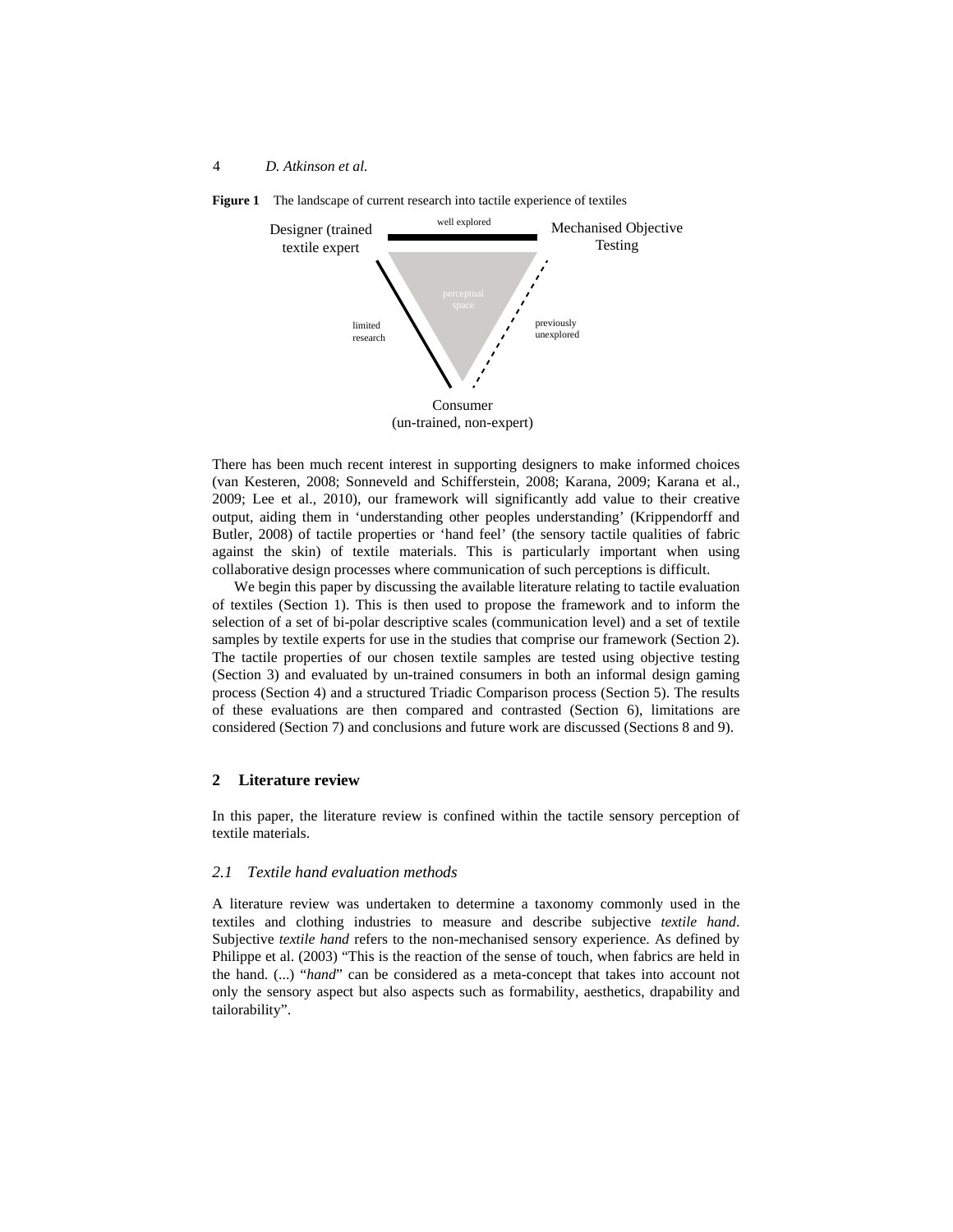**Figure 1** The landscape of current research into tactile experience of textiles

Designer (trained textile expert

well explored

Mechanised Objective Testing

perceptual space

limited research

previously unexplored

Consumer (un-trained, non-expert)

There has been much recent interest in supporting designers to make informed choices (van Kesteren, 2008; Sonneveld and Schifferstein, 2008; Karana, 2009; Karana et al., 2009; Lee et al., 2010), our framework will significantly add value to their creative output, aiding them in 'understanding other peoples understanding' (Krippendorff and Butler, 2008) of tactile properties or 'hand feel' (the sensory tactile qualities of fabric against the skin) of textile materials. This is particularly important when using collaborative design processes where communication of such perceptions is difficult.

We begin this paper by discussing the available literature relating to tactile evaluation of textiles (Section 1). This is then used to propose the framework and to inform the selection of a set of bi-polar descriptive scales (communication level) and a set of textile samples by textile experts for use in the studies that comprise our framework (Section 2). The tactile properties of our chosen textile samples are tested using objective testing (Section 3) and evaluated by un-trained consumers in both an informal design gaming process (Section 4) and a structured Triadic Comparison process (Section 5). The results of these evaluations are then compared and contrasted (Section 6), limitations are considered (Section 7) and conclusions and future work are discussed (Sections 8 and 9).

## 2 Literature review

In this paper, the literature review is confined within the tactile sensory perception of textile materials.

### *2.1 Textile hand evaluation methods*

A literature review was undertaken to determine a taxonomy commonly used in the textiles and clothing industries to measure and describe subjective *textile hand*. Subjective *textile hand* refers to the non-mechanised sensory experience. As defined by Philippe et al. (2003) "This is the reaction of the sense of touch, when fabrics are held in the hand. (...) "*hand*" can be considered as a meta-concept that takes into account not only the sensory aspect but also aspects such as formability, aesthetics, drapability and tailorability".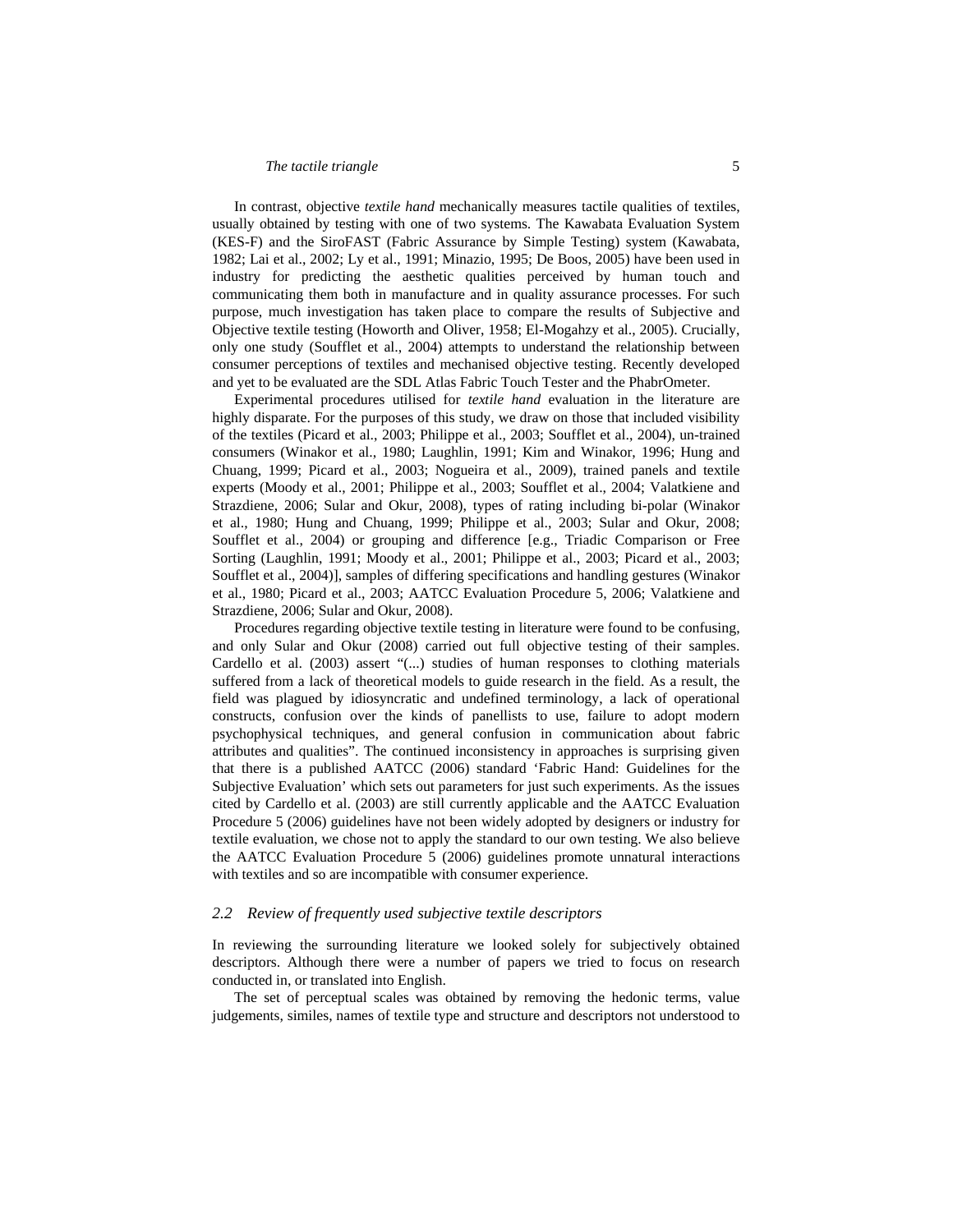In contrast, objective *textile hand* mechanically measures tactile qualities of textiles, usually obtained by testing with one of two systems. The Kawabata Evaluation System (KES-F) and the SiroFAST (Fabric Assurance by Simple Testing) system (Kawabata, 1982; Lai et al., 2002; Ly et al., 1991; Minazio, 1995; De Boos, 2005) have been used in industry for predicting the aesthetic qualities perceived by human touch and communicating them both in manufacture and in quality assurance processes. For such purpose, much investigation has taken place to compare the results of Subjective and Objective textile testing (Howorth and Oliver, 1958; El-Mogahzy et al., 2005). Crucially, only one study (Soufflet et al., 2004) attempts to understand the relationship between consumer perceptions of textiles and mechanised objective testing. Recently developed and yet to be evaluated are the SDL Atlas Fabric Touch Tester and the PhabrOmeter.

Experimental procedures utilised for *textile hand* evaluation in the literature are highly disparate. For the purposes of this study, we draw on those that included visibility of the textiles (Picard et al., 2003; Philippe et al., 2003; Soufflet et al., 2004), un-trained consumers (Winakor et al., 1980; Laughlin, 1991; Kim and Winakor, 1996; Hung and Chuang, 1999; Picard et al., 2003; Nogueira et al., 2009), trained panels and textile experts (Moody et al., 2001; Philippe et al., 2003; Soufflet et al., 2004; Valatkiene and Strazdiene, 2006; Sular and Okur, 2008), types of rating including bi-polar (Winakor et al., 1980; Hung and Chuang, 1999; Philippe et al., 2003; Sular and Okur, 2008; Soufflet et al., 2004) or grouping and difference [e.g., Triadic Comparison or Free Sorting (Laughlin, 1991; Moody et al., 2001; Philippe et al., 2003; Picard et al., 2003; Soufflet et al., 2004)], samples of differing specifications and handling gestures (Winakor et al., 1980; Picard et al., 2003; AATCC Evaluation Procedure 5, 2006; Valatkiene and Strazdiene, 2006; Sular and Okur, 2008).

Procedures regarding objective textile testing in literature were found to be confusing, and only Sular and Okur (2008) carried out full objective testing of their samples. Cardello et al. (2003) assert "(...) studies of human responses to clothing materials suffered from a lack of theoretical models to guide research in the field. As a result, the field was plagued by idiosyncratic and undefined terminology, a lack of operational constructs, confusion over the kinds of panellists to use, failure to adopt modern psychophysical techniques, and general confusion in communication about fabric attributes and qualities". The continued inconsistency in approaches is surprising given that there is a published AATCC (2006) standard 'Fabric Hand: Guidelines for the Subjective Evaluation' which sets out parameters for just such experiments. As the issues cited by Cardello et al. (2003) are still currently applicable and the AATCC Evaluation Procedure 5 (2006) guidelines have not been widely adopted by designers or industry for textile evaluation, we chose not to apply the standard to our own testing. We also believe the AATCC Evaluation Procedure 5 (2006) guidelines promote unnatural interactions with textiles and so are incompatible with consumer experience.

### *2.2 Review of frequently used subjective textile descriptors*

In reviewing the surrounding literature we looked solely for subjectively obtained descriptors. Although there were a number of papers we tried to focus on research conducted in, or translated into English.

The set of perceptual scales was obtained by removing the hedonic terms, value judgements, similes, names of textile type and structure and descriptors not understood to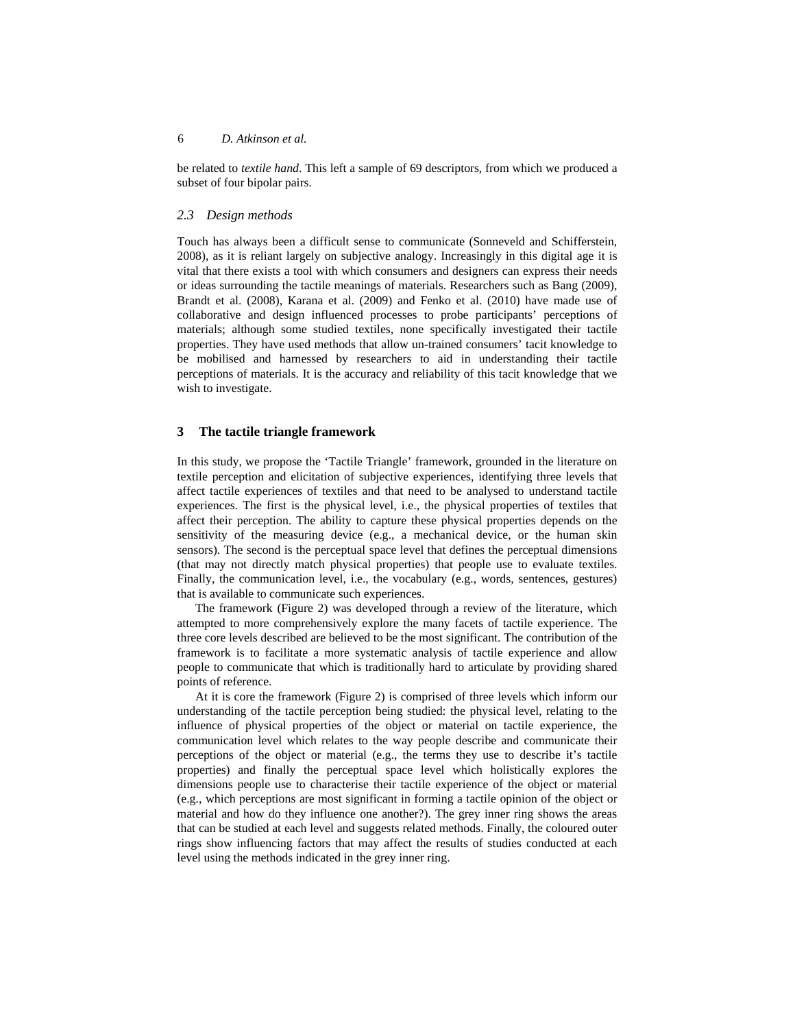be related to *textile hand*. This left a sample of 69 descriptors, from which we produced a subset of four bipolar pairs.

### *2.3 Design methods*

Touch has always been a difficult sense to communicate (Sonneveld and Schifferstein, 2008), as it is reliant largely on subjective analogy. Increasingly in this digital age it is vital that there exists a tool with which consumers and designers can express their needs or ideas surrounding the tactile meanings of materials. Researchers such as Bang (2009), Brandt et al. (2008), Karana et al. (2009) and Fenko et al. (2010) have made use of collaborative and design influenced processes to probe participants' perceptions of materials; although some studied textiles, none specifically investigated their tactile properties. They have used methods that allow un-trained consumers' tacit knowledge to be mobilised and harnessed by researchers to aid in understanding their tactile perceptions of materials. It is the accuracy and reliability of this tacit knowledge that we wish to investigate.

## 3 The tactile triangle framework

In this study, we propose the 'Tactile Triangle' framework, grounded in the literature on textile perception and elicitation of subjective experiences, identifying three levels that affect tactile experiences of textiles and that need to be analysed to understand tactile experiences. The first is the physical level, i.e., the physical properties of textiles that affect their perception. The ability to capture these physical properties depends on the sensitivity of the measuring device (e.g., a mechanical device, or the human skin sensors). The second is the perceptual space level that defines the perceptual dimensions (that may not directly match physical properties) that people use to evaluate textiles. Finally, the communication level, i.e., the vocabulary (e.g., words, sentences, gestures) that is available to communicate such experiences.

The framework (Figure 2) was developed through a review of the literature, which attempted to more comprehensively explore the many facets of tactile experience. The three core levels described are believed to be the most significant. The contribution of the framework is to facilitate a more systematic analysis of tactile experience and allow people to communicate that which is traditionally hard to articulate by providing shared points of reference.

At it is core the framework (Figure 2) is comprised of three levels which inform our understanding of the tactile perception being studied: the physical level, relating to the influence of physical properties of the object or material on tactile experience, the communication level which relates to the way people describe and communicate their perceptions of the object or material (e.g., the terms they use to describe it's tactile properties) and finally the perceptual space level which holistically explores the dimensions people use to characterise their tactile experience of the object or material (e.g., which perceptions are most significant in forming a tactile opinion of the object or material and how do they influence one another?). The grey inner ring shows the areas that can be studied at each level and suggests related methods. Finally, the coloured outer rings show influencing factors that may affect the results of studies conducted at each level using the methods indicated in the grey inner ring.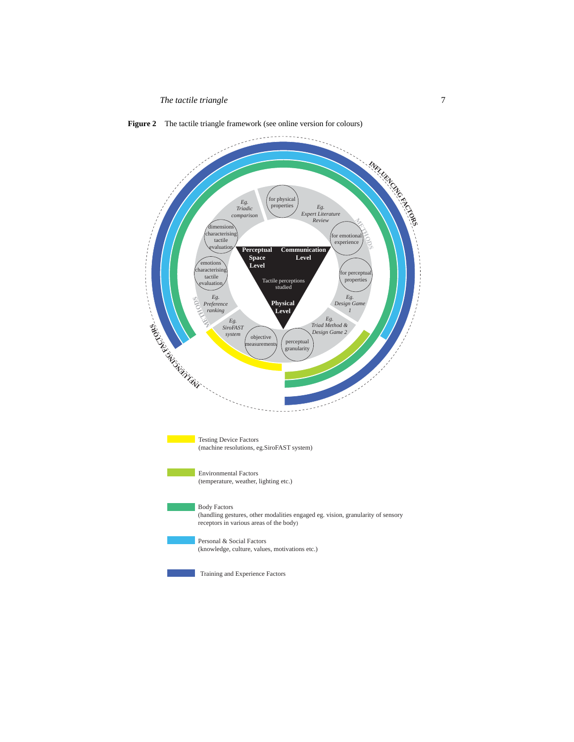**Figure 2** The tactile triangle framework (see online version for colours)

INFLUENCING FACTORS

METHODS

Perceptual Space Level

Communication Level

Physical Level

Tactile perceptions studied

for physical properties

Eg. Expert Literature Review

for emotional experience

for perceptual properties

Eg. Design Game 1

Eg. Triad Method & Design Game 2

perceptual granularity

objective measurements

Eg. SiroFAST system

Eg. Preference ranking

emotions characterising tactile evaluation

dimensions characterising tactile evaluation

Eg. Triadic comparison

Testing Device Factors
(machine resolutions, eg.SiroFAST system)

Environmental Factors
(temperature, weather, lighting etc.)

Body Factors
(handling gestures, other modalities engaged eg. vision, granularity of sensory receptors in various areas of the body)

Personal & Social Factors
(knowledge, culture, values, motivations etc.)

Training and Experience Factors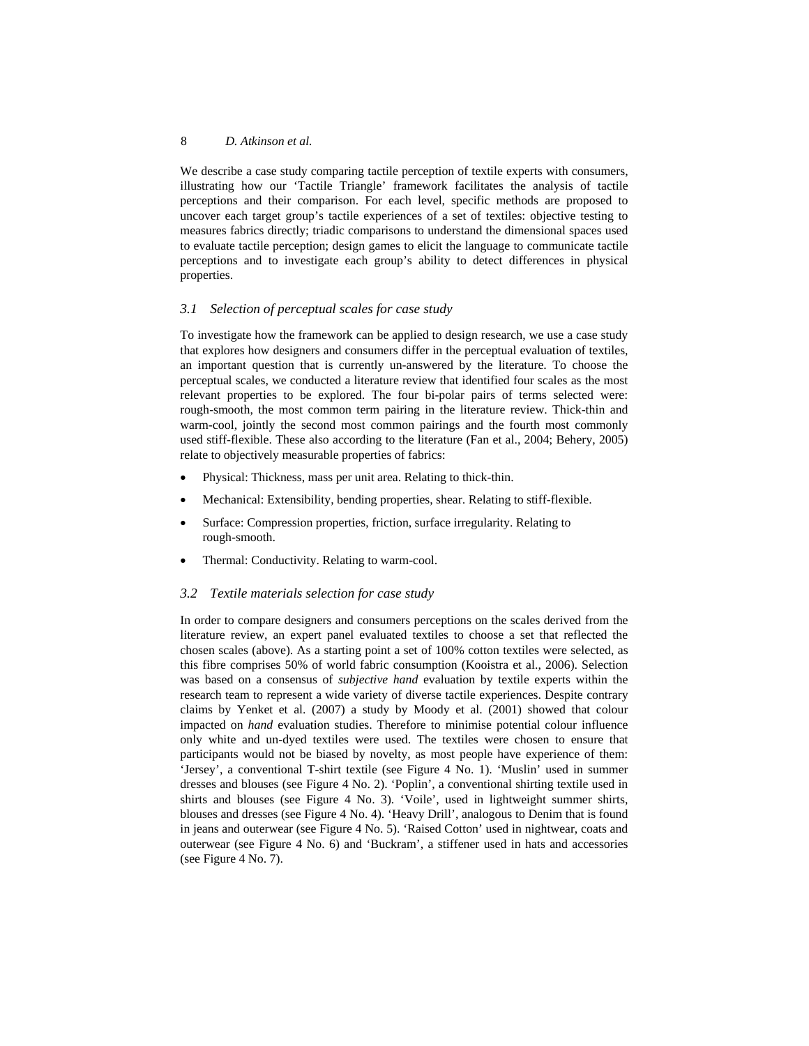We describe a case study comparing tactile perception of textile experts with consumers, illustrating how our 'Tactile Triangle' framework facilitates the analysis of tactile perceptions and their comparison. For each level, specific methods are proposed to uncover each target group's tactile experiences of a set of textiles: objective testing to measures fabrics directly; triadic comparisons to understand the dimensional spaces used to evaluate tactile perception; design games to elicit the language to communicate tactile perceptions and to investigate each group's ability to detect differences in physical properties.

### *3.1 Selection of perceptual scales for case study*

To investigate how the framework can be applied to design research, we use a case study that explores how designers and consumers differ in the perceptual evaluation of textiles, an important question that is currently un-answered by the literature. To choose the perceptual scales, we conducted a literature review that identified four scales as the most relevant properties to be explored. The four bi-polar pairs of terms selected were: rough-smooth, the most common term pairing in the literature review. Thick-thin and warm-cool, jointly the second most common pairings and the fourth most commonly used stiff-flexible. These also according to the literature (Fan et al., 2004; Behery, 2005) relate to objectively measurable properties of fabrics:

- Physical: Thickness, mass per unit area. Relating to thick-thin.
- Mechanical: Extensibility, bending properties, shear. Relating to stiff-flexible.
- Surface: Compression properties, friction, surface irregularity. Relating to rough-smooth.
- Thermal: Conductivity. Relating to warm-cool.

### *3.2 Textile materials selection for case study*

In order to compare designers and consumers perceptions on the scales derived from the literature review, an expert panel evaluated textiles to choose a set that reflected the chosen scales (above). As a starting point a set of 100% cotton textiles were selected, as this fibre comprises 50% of world fabric consumption (Kooistra et al., 2006). Selection was based on a consensus of *subjective hand* evaluation by textile experts within the research team to represent a wide variety of diverse tactile experiences. Despite contrary claims by Yenket et al. (2007) a study by Moody et al. (2001) showed that colour impacted on *hand* evaluation studies. Therefore to minimise potential colour influence only white and un-dyed textiles were used. The textiles were chosen to ensure that participants would not be biased by novelty, as most people have experience of them: 'Jersey', a conventional T-shirt textile (see Figure 4 No. 1). 'Muslin' used in summer dresses and blouses (see Figure 4 No. 2). 'Poplin', a conventional shirting textile used in shirts and blouses (see Figure 4 No. 3). 'Voile', used in lightweight summer shirts, blouses and dresses (see Figure 4 No. 4). 'Heavy Drill', analogous to Denim that is found in jeans and outerwear (see Figure 4 No. 5). 'Raised Cotton' used in nightwear, coats and outerwear (see Figure 4 No. 6) and 'Buckram', a stiffener used in hats and accessories (see Figure 4 No. 7).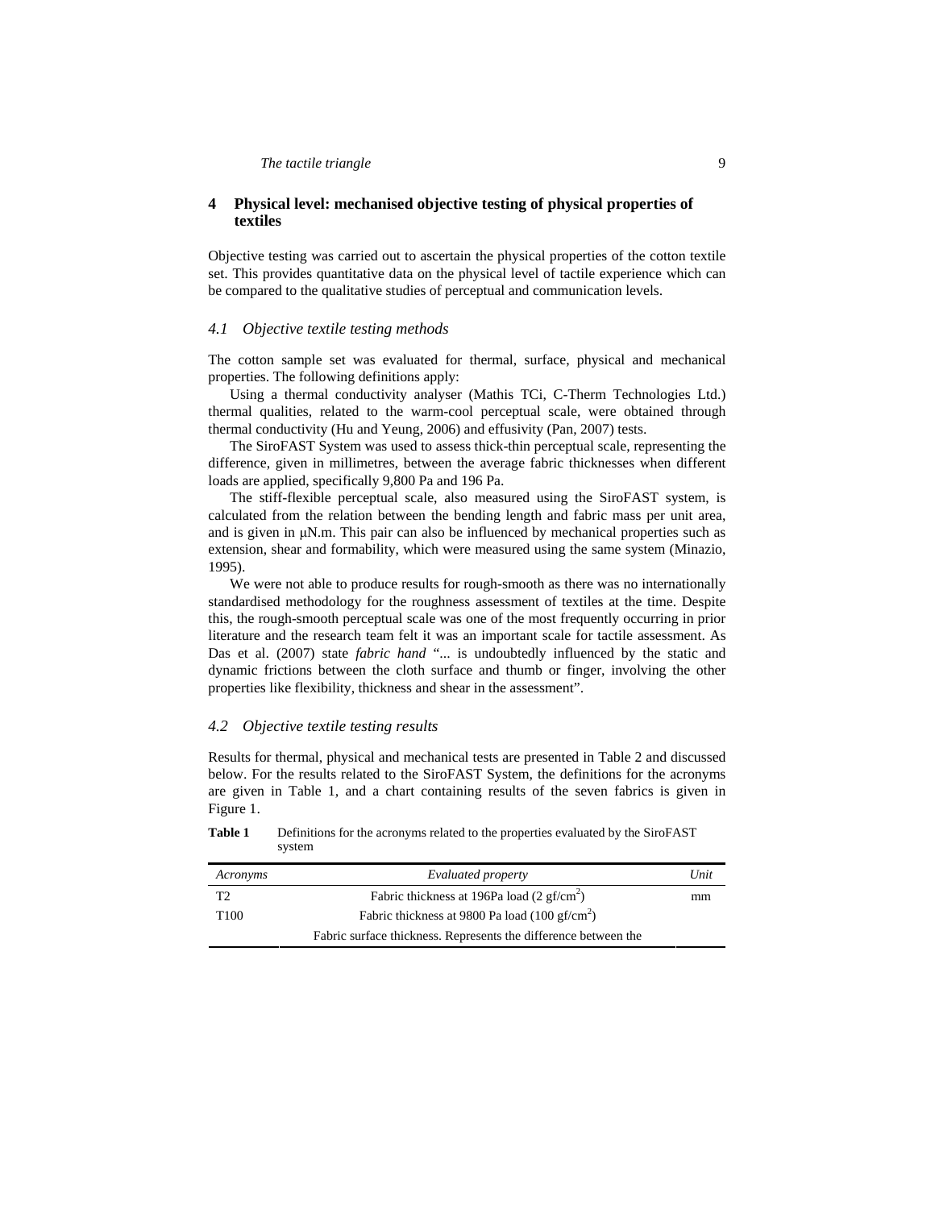## 4 Physical level: mechanised objective testing of physical properties of textiles

Objective testing was carried out to ascertain the physical properties of the cotton textile set. This provides quantitative data on the physical level of tactile experience which can be compared to the qualitative studies of perceptual and communication levels.

### *4.1 Objective textile testing methods*

The cotton sample set was evaluated for thermal, surface, physical and mechanical properties. The following definitions apply:

Using a thermal conductivity analyser (Mathis TCi, C-Therm Technologies Ltd.) thermal qualities, related to the warm-cool perceptual scale, were obtained through thermal conductivity (Hu and Yeung, 2006) and effusivity (Pan, 2007) tests.

The SiroFAST System was used to assess thick-thin perceptual scale, representing the difference, given in millimetres, between the average fabric thicknesses when different loads are applied, specifically 9,800 Pa and 196 Pa.

The stiff-flexible perceptual scale, also measured using the SiroFAST system, is calculated from the relation between the bending length and fabric mass per unit area, and is given in μN.m. This pair can also be influenced by mechanical properties such as extension, shear and formability, which were measured using the same system (Minazio, 1995).

We were not able to produce results for rough-smooth as there was no internationally standardised methodology for the roughness assessment of textiles at the time. Despite this, the rough-smooth perceptual scale was one of the most frequently occurring in prior literature and the research team felt it was an important scale for tactile assessment. As Das et al. (2007) state *fabric hand* "... is undoubtedly influenced by the static and dynamic frictions between the cloth surface and thumb or finger, involving the other properties like flexibility, thickness and shear in the assessment".

### *4.2 Objective textile testing results*

Results for thermal, physical and mechanical tests are presented in Table 2 and discussed below. For the results related to the SiroFAST System, the definitions for the acronyms are given in Table 1, and a chart containing results of the seven fabrics is given in Figure 1.

**Table 1** Definitions for the acronyms related to the properties evaluated by the SiroFAST system

| *Acronyms* | *Evaluated property* | *Unit* |
|---|---|---|
| T2 | Fabric thickness at 196Pa load (2 gf/cm$^2$) | mm |
| T100 | Fabric thickness at 9800 Pa load (100 gf/cm$^2$) | |
| | Fabric surface thickness. Represents the difference between the | |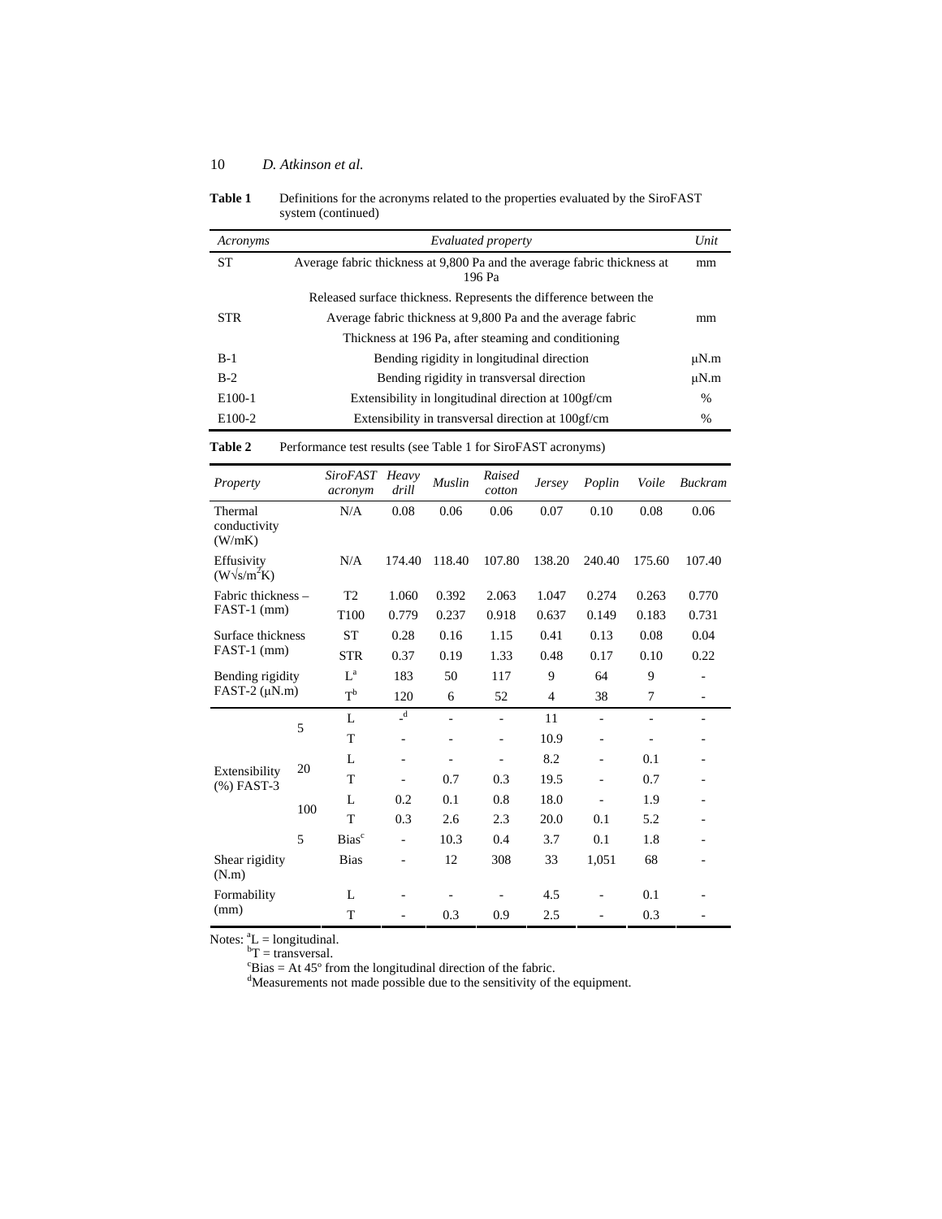**Table 1** Definitions for the acronyms related to the properties evaluated by the SiroFAST system (continued)

| *Acronyms* | *Evaluated property* | *Unit* |
|---|---|---|
| ST | Average fabric thickness at 9,800 Pa and the average fabric thickness at 196 Pa | mm |
| STR | Released surface thickness. Represents the difference between the Average fabric thickness at 9,800 Pa and the average fabric Thickness at 196 Pa, after steaming and conditioning | mm |
| B-1 | Bending rigidity in longitudinal direction | μN.m |
| B-2 | Bending rigidity in transversal direction | μN.m |
| E100-1 | Extensibility in longitudinal direction at 100gf/cm | % |
| E100-2 | Extensibility in transversal direction at 100gf/cm | % |

**Table 2** Performance test results (see Table 1 for SiroFAST acronyms)

| *Property* | | *SiroFAST acronym* | *Heavy drill* | *Muslin* | *Raised cotton* | *Jersey* | *Poplin* | *Voile* | *Buckram* |
|---|---|---|---|---|---|---|---|---|---|
| Thermal conductivity (W/mK) | | N/A | 0.08 | 0.06 | 0.06 | 0.07 | 0.10 | 0.08 | 0.06 |
| Effusivity ($W\sqrt{s}/m^2K$) | | N/A | 174.40 | 118.40 | 107.80 | 138.20 | 240.40 | 175.60 | 107.40 |
| Fabric thickness – FAST-1 (mm) | | T2 | 1.060 | 0.392 | 2.063 | 1.047 | 0.274 | 0.263 | 0.770 |
| | | T100 | 0.779 | 0.237 | 0.918 | 0.637 | 0.149 | 0.183 | 0.731 |
| Surface thickness FAST-1 (mm) | | ST | 0.28 | 0.16 | 1.15 | 0.41 | 0.13 | 0.08 | 0.04 |
| | | STR | 0.37 | 0.19 | 1.33 | 0.48 | 0.17 | 0.10 | 0.22 |
| Bending rigidity FAST-2 (μN.m) | | L[a] | 183 | 50 | 117 | 9 | 64 | 9 | - |
| | | T[b] | 120 | 6 | 52 | 4 | 38 | 7 | - |
| Extensibility (%) FAST-3 | 5 | L | -[d] | - | - | 11 | - | - | - |
| | | T | - | - | - | 10.9 | - | - | - |
| | 20 | L | - | - | - | 8.2 | - | 0.1 | - |
| | | T | - | 0.7 | 0.3 | 19.5 | - | 0.7 | - |
| | 100 | L | 0.2 | 0.1 | 0.8 | 18.0 | - | 1.9 | - |
| | | T | 0.3 | 2.6 | 2.3 | 20.0 | 0.1 | 5.2 | - |
| | 5 | Bias[c] | - | 10.3 | 0.4 | 3.7 | 0.1 | 1.8 | - |
| Shear rigidity (N.m) | | Bias | - | 12 | 308 | 33 | 1,051 | 68 | - |
| Formability (mm) | | L | - | - | - | 4.5 | - | 0.1 | - |
| | | T | - | 0.3 | 0.9 | 2.5 | - | 0.3 | - |

Notes: [a]L = longitudinal.
[b]T = transversal.
[c]Bias = At 45° from the longitudinal direction of the fabric.
[d]Measurements not made possible due to the sensitivity of the equipment.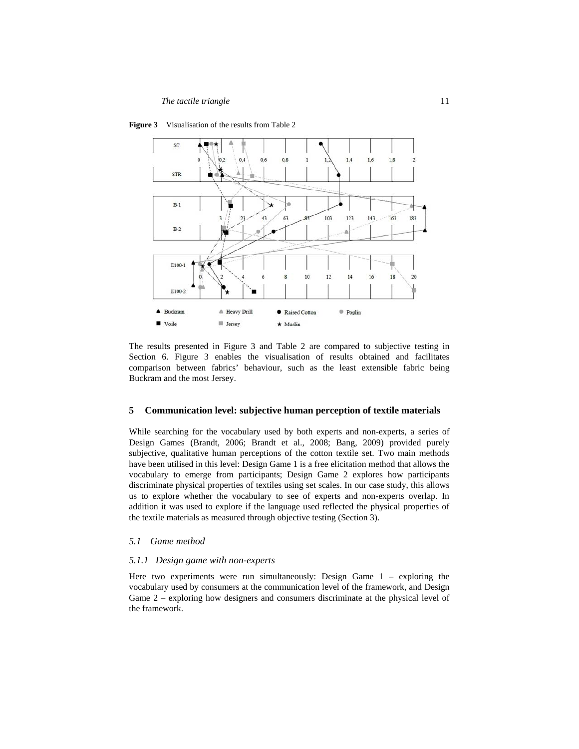**Figure 3** Visualisation of the results from Table 2

ST
0 0,2 0,4 0,6 0,8 1 1,2 1,4 1,6 1,8 2
STR

B-1
3 23 43 63 83 103 123 143 163 183
B-2

E100-1
0 2 4 6 8 10 12 14 16 18 20
E100-2

▲ Buckram ▲ Heavy Drill ● Raised Cotton ● Poplin
■ Voile ■ Jersey ★ Muslin

The results presented in Figure 3 and Table 2 are compared to subjective testing in Section 6. Figure 3 enables the visualisation of results obtained and facilitates comparison between fabrics' behaviour, such as the least extensible fabric being Buckram and the most Jersey.

## 5 Communication level: subjective human perception of textile materials

While searching for the vocabulary used by both experts and non-experts, a series of Design Games (Brandt, 2006; Brandt et al., 2008; Bang, 2009) provided purely subjective, qualitative human perceptions of the cotton textile set. Two main methods have been utilised in this level: Design Game 1 is a free elicitation method that allows the vocabulary to emerge from participants; Design Game 2 explores how participants discriminate physical properties of textiles using set scales. In our case study, this allows us to explore whether the vocabulary to see of experts and non-experts overlap. In addition it was used to explore if the language used reflected the physical properties of the textile materials as measured through objective testing (Section 3).

### *5.1 Game method*

#### *5.1.1 Design game with non-experts*

Here two experiments were run simultaneously: Design Game 1 – exploring the vocabulary used by consumers at the communication level of the framework, and Design Game 2 – exploring how designers and consumers discriminate at the physical level of the framework.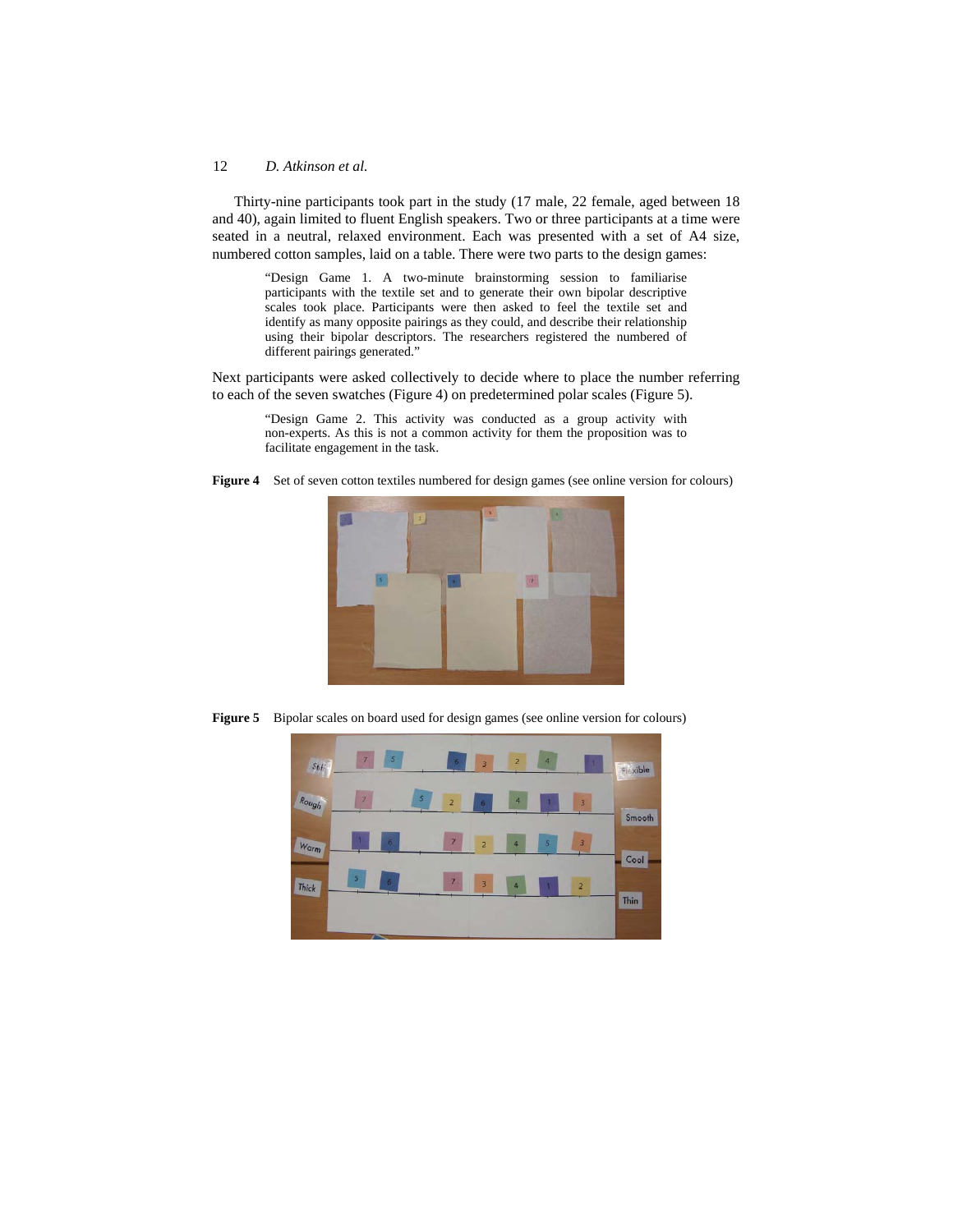Thirty-nine participants took part in the study (17 male, 22 female, aged between 18 and 40), again limited to fluent English speakers. Two or three participants at a time were seated in a neutral, relaxed environment. Each was presented with a set of A4 size, numbered cotton samples, laid on a table. There were two parts to the design games:

> "Design Game 1. A two-minute brainstorming session to familiarise participants with the textile set and to generate their own bipolar descriptive scales took place. Participants were then asked to feel the textile set and identify as many opposite pairings as they could, and describe their relationship using their bipolar descriptors. The researchers registered the numbered of different pairings generated."

Next participants were asked collectively to decide where to place the number referring to each of the seven swatches (Figure 4) on predetermined polar scales (Figure 5).

> "Design Game 2. This activity was conducted as a group activity with non-experts. As this is not a common activity for them the proposition was to facilitate engagement in the task.

**Figure 4** Set of seven cotton textiles numbered for design games (see online version for colours)

**Figure 5** Bipolar scales on board used for design games (see online version for colours)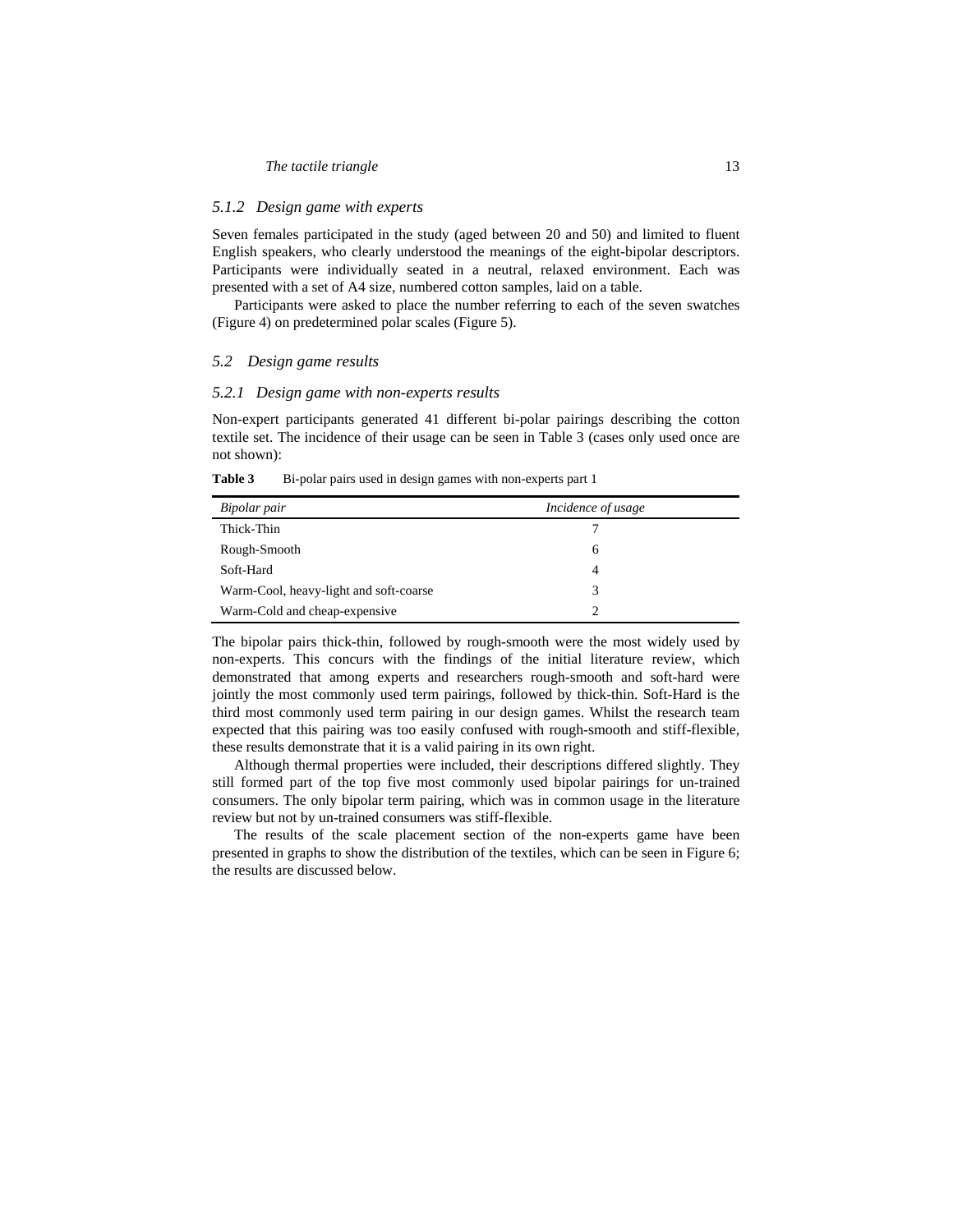### *5.1.2 Design game with experts*

Seven females participated in the study (aged between 20 and 50) and limited to fluent English speakers, who clearly understood the meanings of the eight-bipolar descriptors. Participants were individually seated in a neutral, relaxed environment. Each was presented with a set of A4 size, numbered cotton samples, laid on a table.

Participants were asked to place the number referring to each of the seven swatches (Figure 4) on predetermined polar scales (Figure 5).

## *5.2 Design game results*

### *5.2.1 Design game with non-experts results*

Non-expert participants generated 41 different bi-polar pairings describing the cotton textile set. The incidence of their usage can be seen in Table 3 (cases only used once are not shown):

**Table 3** Bi-polar pairs used in design games with non-experts part 1

| *Bipolar pair* | *Incidence of usage* |
|---|---|
| Thick-Thin | 7 |
| Rough-Smooth | 6 |
| Soft-Hard | 4 |
| Warm-Cool, heavy-light and soft-coarse | 3 |
| Warm-Cold and cheap-expensive | 2 |

The bipolar pairs thick-thin, followed by rough-smooth were the most widely used by non-experts. This concurs with the findings of the initial literature review, which demonstrated that among experts and researchers rough-smooth and soft-hard were jointly the most commonly used term pairings, followed by thick-thin. Soft-Hard is the third most commonly used term pairing in our design games. Whilst the research team expected that this pairing was too easily confused with rough-smooth and stiff-flexible, these results demonstrate that it is a valid pairing in its own right.

Although thermal properties were included, their descriptions differed slightly. They still formed part of the top five most commonly used bipolar pairings for un-trained consumers. The only bipolar term pairing, which was in common usage in the literature review but not by un-trained consumers was stiff-flexible.

The results of the scale placement section of the non-experts game have been presented in graphs to show the distribution of the textiles, which can be seen in Figure 6; the results are discussed below.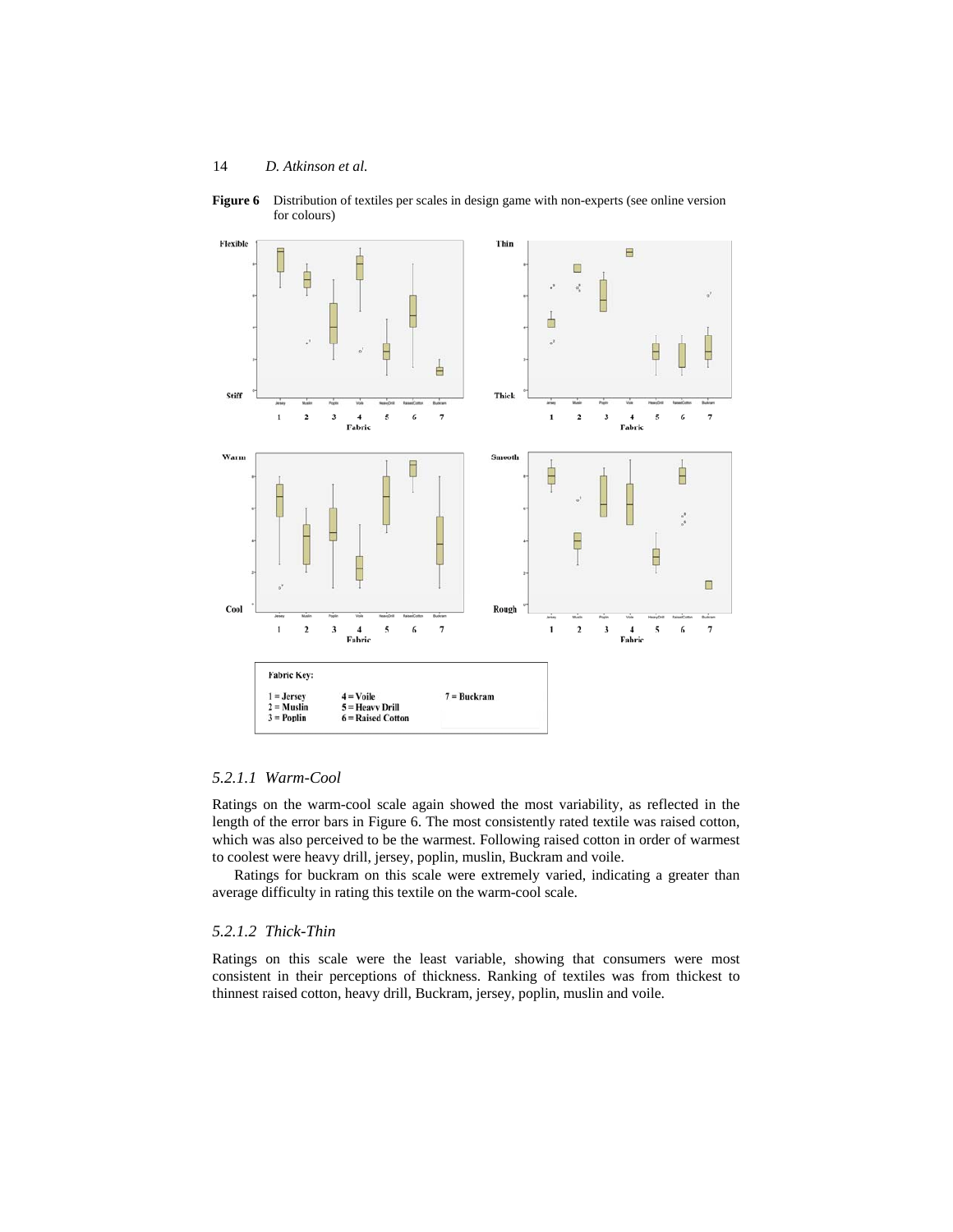**Figure 6** Distribution of textiles per scales in design game with non-experts (see online version for colours)

Flexible

Stiff

Jersey Muslin Poplin Voile HeavyDrill RaisedCotton Buckram

1 2 3 4 5 6 7

Fabric

Thin

Thick

Jersey Muslin Poplin Voile HeavyDrill RaisedCotton Buckram

1 2 3 4 5 6 7

Fabric

Warm

Cool

Jersey Muslin Poplin Voile HeavyDrill RaisedCotton Buckram

1 2 3 4 5 6 7

Fabric

Smooth

Rough

Jersey Muslin Poplin Voile HeavyDrill RaisedCotton Buckram

1 2 3 4 5 6 7

Fabric

Fabric Key:

1 = Jersey
2 = Muslin
3 = Poplin
4 = Voile
5 = Heavy Drill
6 = Raised Cotton
7 = Buckram

#### 5.2.1.1 Warm-Cool

Ratings on the warm-cool scale again showed the most variability, as reflected in the length of the error bars in Figure 6. The most consistently rated textile was raised cotton, which was also perceived to be the warmest. Following raised cotton in order of warmest to coolest were heavy drill, jersey, poplin, muslin, Buckram and voile.

Ratings for buckram on this scale were extremely varied, indicating a greater than average difficulty in rating this textile on the warm-cool scale.

#### 5.2.1.2 Thick-Thin

Ratings on this scale were the least variable, showing that consumers were most consistent in their perceptions of thickness. Ranking of textiles was from thickest to thinnest raised cotton, heavy drill, Buckram, jersey, poplin, muslin and voile.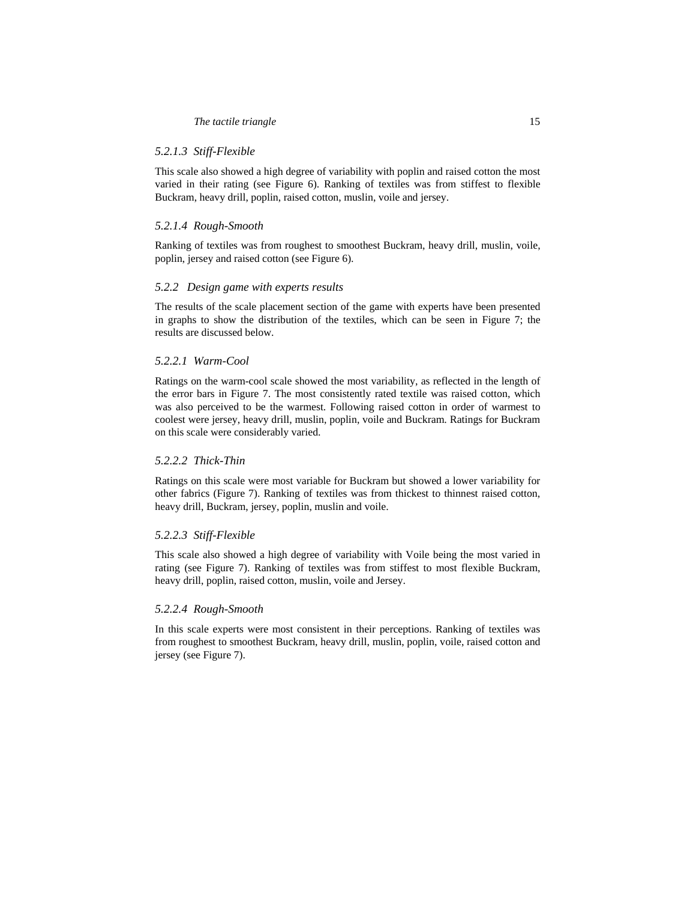#### *5.2.1.3 Stiff-Flexible*

This scale also showed a high degree of variability with poplin and raised cotton the most varied in their rating (see Figure 6). Ranking of textiles was from stiffest to flexible Buckram, heavy drill, poplin, raised cotton, muslin, voile and jersey.

#### *5.2.1.4 Rough-Smooth*

Ranking of textiles was from roughest to smoothest Buckram, heavy drill, muslin, voile, poplin, jersey and raised cotton (see Figure 6).

### *5.2.2 Design game with experts results*

The results of the scale placement section of the game with experts have been presented in graphs to show the distribution of the textiles, which can be seen in Figure 7; the results are discussed below.

#### *5.2.2.1 Warm-Cool*

Ratings on the warm-cool scale showed the most variability, as reflected in the length of the error bars in Figure 7. The most consistently rated textile was raised cotton, which was also perceived to be the warmest. Following raised cotton in order of warmest to coolest were jersey, heavy drill, muslin, poplin, voile and Buckram. Ratings for Buckram on this scale were considerably varied.

#### *5.2.2.2 Thick-Thin*

Ratings on this scale were most variable for Buckram but showed a lower variability for other fabrics (Figure 7). Ranking of textiles was from thickest to thinnest raised cotton, heavy drill, Buckram, jersey, poplin, muslin and voile.

#### *5.2.2.3 Stiff-Flexible*

This scale also showed a high degree of variability with Voile being the most varied in rating (see Figure 7). Ranking of textiles was from stiffest to most flexible Buckram, heavy drill, poplin, raised cotton, muslin, voile and Jersey.

#### *5.2.2.4 Rough-Smooth*

In this scale experts were most consistent in their perceptions. Ranking of textiles was from roughest to smoothest Buckram, heavy drill, muslin, poplin, voile, raised cotton and jersey (see Figure 7).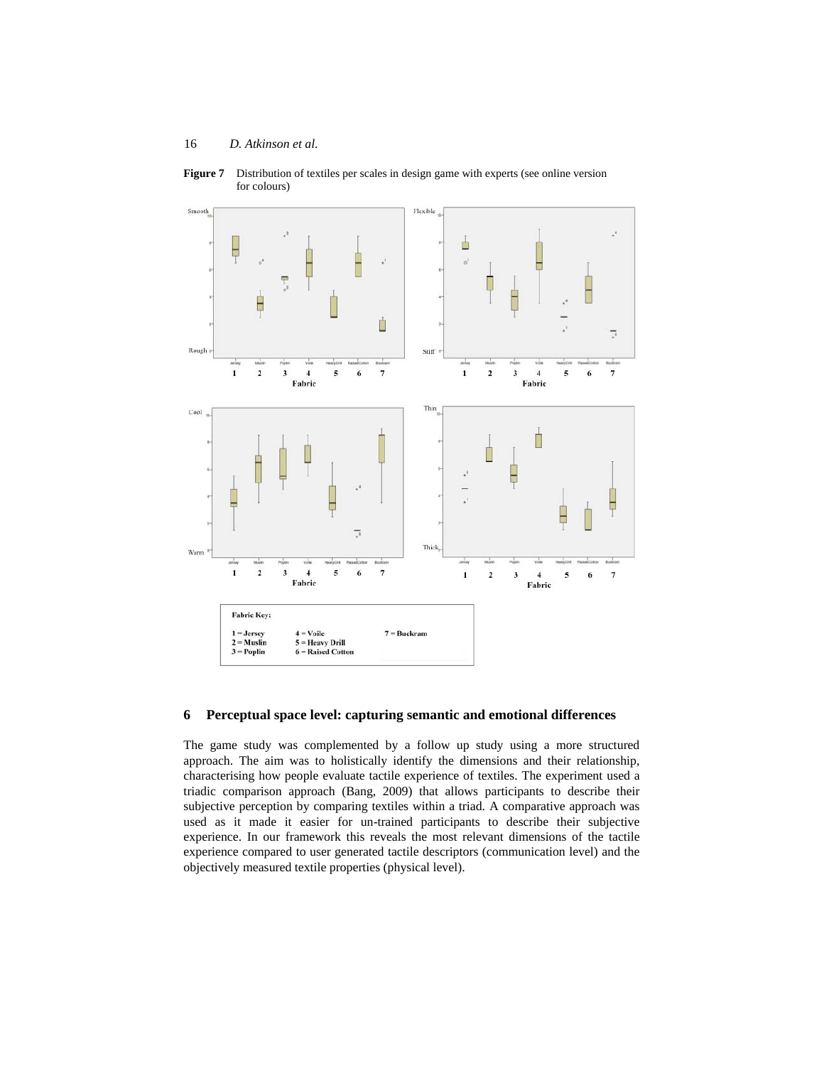**Figure 7** Distribution of textiles per scales in design game with experts (see online version for colours)

Smooth

Rough

1 2 3 4 5 6 7

Fabric

Flexible

Stiff

1 2 3 4 5 6 7

Fabric

Cool

Warm

1 2 3 4 5 6 7

Fabric

Thin

Thick

1 2 3 4 5 6 7

Fabric

**Fabric Key:**

1 = Jersey
2 = Muslin
3 = Poplin
4 = Voile
5 = Heavy Drill
6 = Raised Cotton
7 = Buckram

## 6 Perceptual space level: capturing semantic and emotional differences

The game study was complemented by a follow up study using a more structured approach. The aim was to holistically identify the dimensions and their relationship, characterising how people evaluate tactile experience of textiles. The experiment used a triadic comparison approach (Bang, 2009) that allows participants to describe their subjective perception by comparing textiles within a triad. A comparative approach was used as it made it easier for un-trained participants to describe their subjective experience. In our framework this reveals the most relevant dimensions of the tactile experience compared to user generated tactile descriptors (communication level) and the objectively measured textile properties (physical level).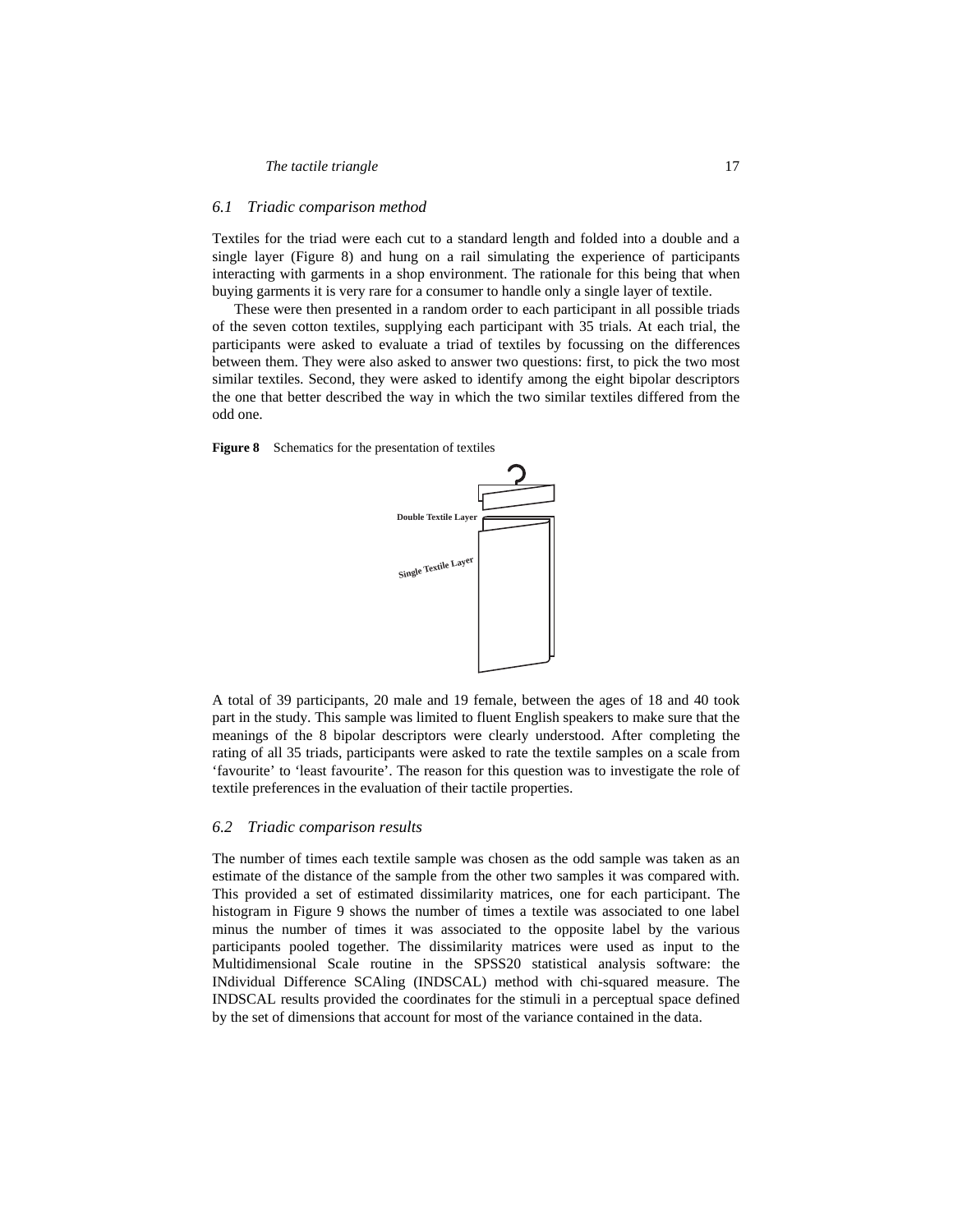### 6.1 Triadic comparison method

Textiles for the triad were each cut to a standard length and folded into a double and a single layer (Figure 8) and hung on a rail simulating the experience of participants interacting with garments in a shop environment. The rationale for this being that when buying garments it is very rare for a consumer to handle only a single layer of textile.

These were then presented in a random order to each participant in all possible triads of the seven cotton textiles, supplying each participant with 35 trials. At each trial, the participants were asked to evaluate a triad of textiles by focussing on the differences between them. They were also asked to answer two questions: first, to pick the two most similar textiles. Second, they were asked to identify among the eight bipolar descriptors the one that better described the way in which the two similar textiles differed from the odd one.

**Figure 8** Schematics for the presentation of textiles

Double Textile Layer

Single Textile Layer

A total of 39 participants, 20 male and 19 female, between the ages of 18 and 40 took part in the study. This sample was limited to fluent English speakers to make sure that the meanings of the 8 bipolar descriptors were clearly understood. After completing the rating of all 35 triads, participants were asked to rate the textile samples on a scale from 'favourite' to 'least favourite'. The reason for this question was to investigate the role of textile preferences in the evaluation of their tactile properties.

### 6.2 Triadic comparison results

The number of times each textile sample was chosen as the odd sample was taken as an estimate of the distance of the sample from the other two samples it was compared with. This provided a set of estimated dissimilarity matrices, one for each participant. The histogram in Figure 9 shows the number of times a textile was associated to one label minus the number of times it was associated to the opposite label by the various participants pooled together. The dissimilarity matrices were used as input to the Multidimensional Scale routine in the SPSS20 statistical analysis software: the INdividual Difference SCAling (INDSCAL) method with chi-squared measure. The INDSCAL results provided the coordinates for the stimuli in a perceptual space defined by the set of dimensions that account for most of the variance contained in the data.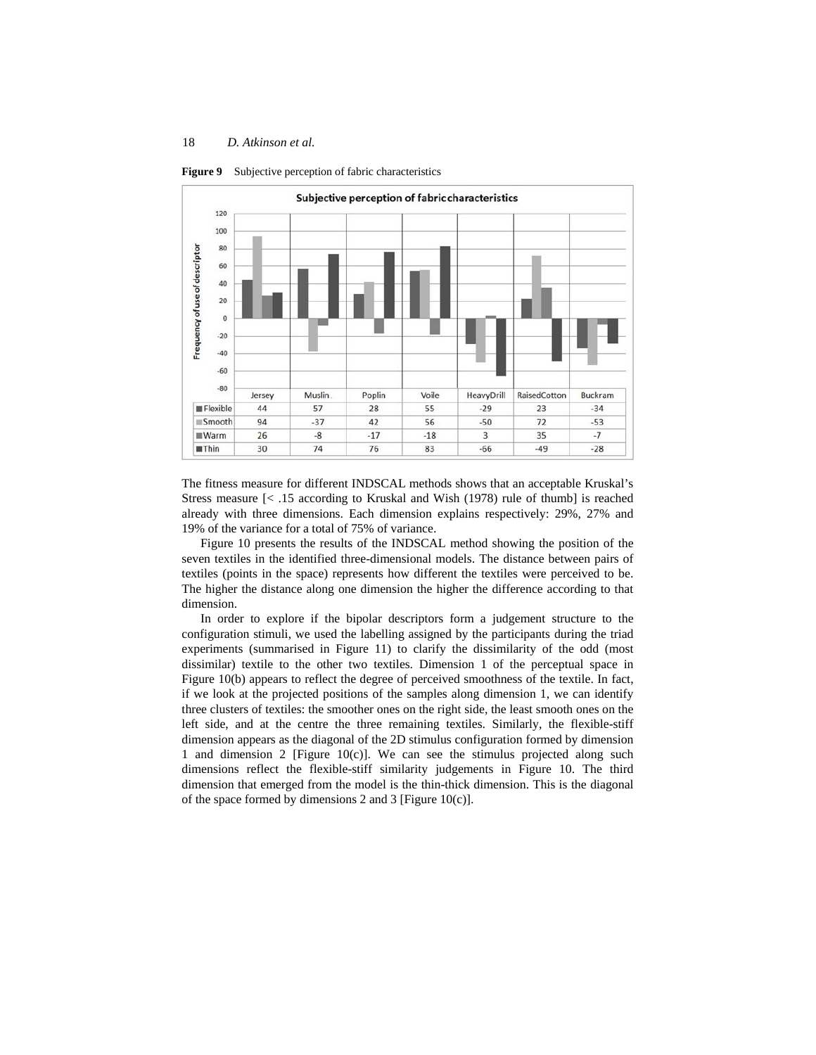**Figure 9** Subjective perception of fabric characteristics

| | Jersey | Muslin | Poplin | Voile | HeavyDrill | RaisedCotton | Buckram |
|---|---|---|---|---|---|---|---|
| Flexible | 44 | 57 | 28 | 55 | -29 | 23 | -34 |
| Smooth | 94 | -37 | 42 | 56 | -50 | 72 | -53 |
| Warm | 26 | -8 | -17 | -18 | 3 | 35 | -7 |
| Thin | 30 | 74 | 76 | 83 | -66 | -49 | -28 |

The fitness measure for different INDSCAL methods shows that an acceptable Kruskal's Stress measure [< .15 according to Kruskal and Wish (1978) rule of thumb] is reached already with three dimensions. Each dimension explains respectively: 29%, 27% and 19% of the variance for a total of 75% of variance.

Figure 10 presents the results of the INDSCAL method showing the position of the seven textiles in the identified three-dimensional models. The distance between pairs of textiles (points in the space) represents how different the textiles were perceived to be. The higher the distance along one dimension the higher the difference according to that dimension.

In order to explore if the bipolar descriptors form a judgement structure to the configuration stimuli, we used the labelling assigned by the participants during the triad experiments (summarised in Figure 11) to clarify the dissimilarity of the odd (most dissimilar) textile to the other two textiles. Dimension 1 of the perceptual space in Figure 10(b) appears to reflect the degree of perceived smoothness of the textile. In fact, if we look at the projected positions of the samples along dimension 1, we can identify three clusters of textiles: the smoother ones on the right side, the least smooth ones on the left side, and at the centre the three remaining textiles. Similarly, the flexible-stiff dimension appears as the diagonal of the 2D stimulus configuration formed by dimension 1 and dimension 2 [Figure 10(c)]. We can see the stimulus projected along such dimensions reflect the flexible-stiff similarity judgements in Figure 10. The third dimension that emerged from the model is the thin-thick dimension. This is the diagonal of the space formed by dimensions 2 and 3 [Figure 10(c)].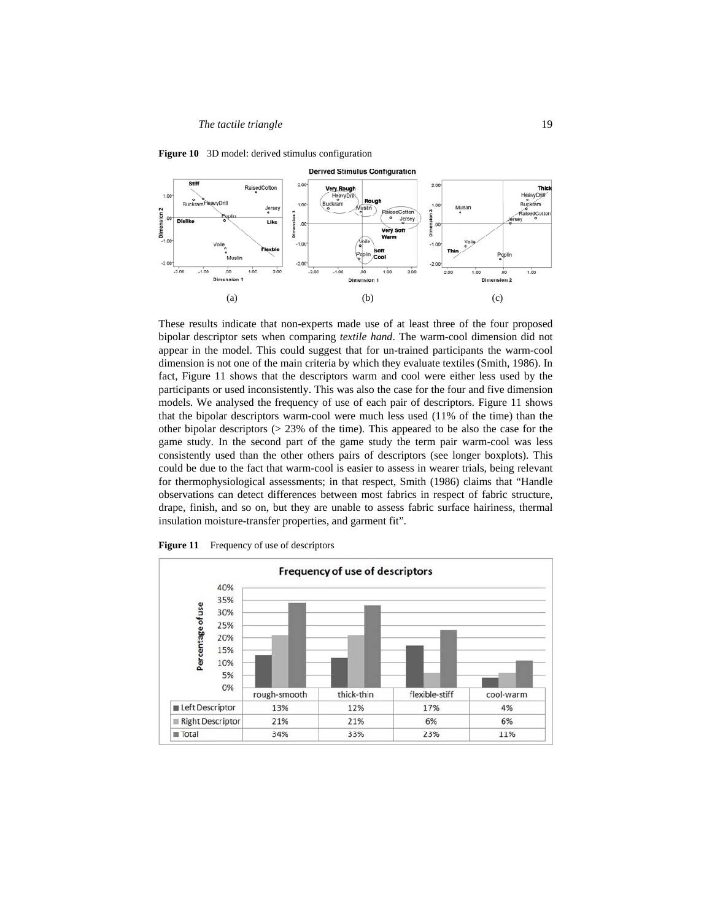**Figure 10** 3D model: derived stimulus configuration

Derived Stimulus Configuration

Stiff
RaisedCotton
Buckram HeavyDrill
Jersey
Poplin
Dislike
Like
Voile
Flexible
Muslin
Dimension 2
Dimension 1

Very Rough
HeavyDrill
Buckram
Rough
Muslin
RaisedCotton
Jersey
Very Soft
Warm
Voile
Poplin
Soft
Cool
Dimension 3
Dimension 1

Thick
HeavyDrill
Buckram
Muslin
RaisedCotton
Jersey
Voile
Thin
Poplin
Dimension 3
Dimension 2

(a) (b) (c)

These results indicate that non-experts made use of at least three of the four proposed bipolar descriptor sets when comparing *textile hand*. The warm-cool dimension did not appear in the model. This could suggest that for un-trained participants the warm-cool dimension is not one of the main criteria by which they evaluate textiles (Smith, 1986). In fact, Figure 11 shows that the descriptors warm and cool were either less used by the participants or used inconsistently. This was also the case for the four and five dimension models. We analysed the frequency of use of each pair of descriptors. Figure 11 shows that the bipolar descriptors warm-cool were much less used (11% of the time) than the other bipolar descriptors (> 23% of the time). This appeared to be also the case for the game study. In the second part of the game study the term pair warm-cool was less consistently used than the other others pairs of descriptors (see longer boxplots). This could be due to the fact that warm-cool is easier to assess in wearer trials, being relevant for thermophysiological assessments; in that respect, Smith (1986) claims that "Handle observations can detect differences between most fabrics in respect of fabric structure, drape, finish, and so on, but they are unable to assess fabric surface hairiness, thermal insulation moisture-transfer properties, and garment fit".

**Figure 11** Frequency of use of descriptors

Frequency of use of descriptors

Percentage of use

| | rough-smooth | thick-thin | flexible-stiff | cool-warm |
|---|---|---|---|---|
| Left Descriptor | 13% | 12% | 17% | 4% |
| Right Descriptor | 21% | 21% | 6% | 6% |
| Total | 34% | 33% | 23% | 11% |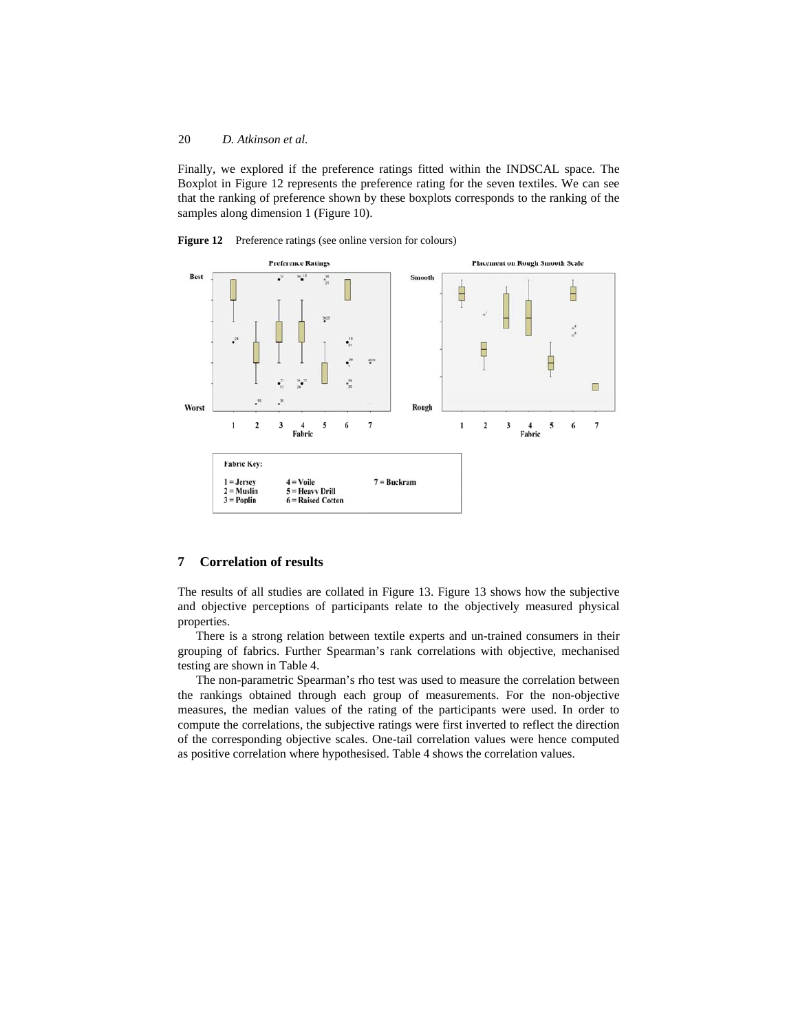Finally, we explored if the preference ratings fitted within the INDSCAL space. The Boxplot in Figure 12 represents the preference rating for the seven textiles. We can see that the ranking of preference shown by these boxplots corresponds to the ranking of the samples along dimension 1 (Figure 10).

**Figure 12** Preference ratings (see online version for colours)

Preference Ratings

Best

Worst

1 2 3 4 5 6 7

Fabric

Placement on Rough Smooth Scale

Smooth

Rough

1 2 3 4 5 6 7

Fabric

Fabric Key:

1 = Jersey
2 = Muslin
3 = Poplin
4 = Voile
5 = Heavy Drill
6 = Raised Cotton
7 = Buckram

## 7 Correlation of results

The results of all studies are collated in Figure 13. Figure 13 shows how the subjective and objective perceptions of participants relate to the objectively measured physical properties.

There is a strong relation between textile experts and un-trained consumers in their grouping of fabrics. Further Spearman's rank correlations with objective, mechanised testing are shown in Table 4.

The non-parametric Spearman's rho test was used to measure the correlation between the rankings obtained through each group of measurements. For the non-objective measures, the median values of the rating of the participants were used. In order to compute the correlations, the subjective ratings were first inverted to reflect the direction of the corresponding objective scales. One-tail correlation values were hence computed as positive correlation where hypothesised. Table 4 shows the correlation values.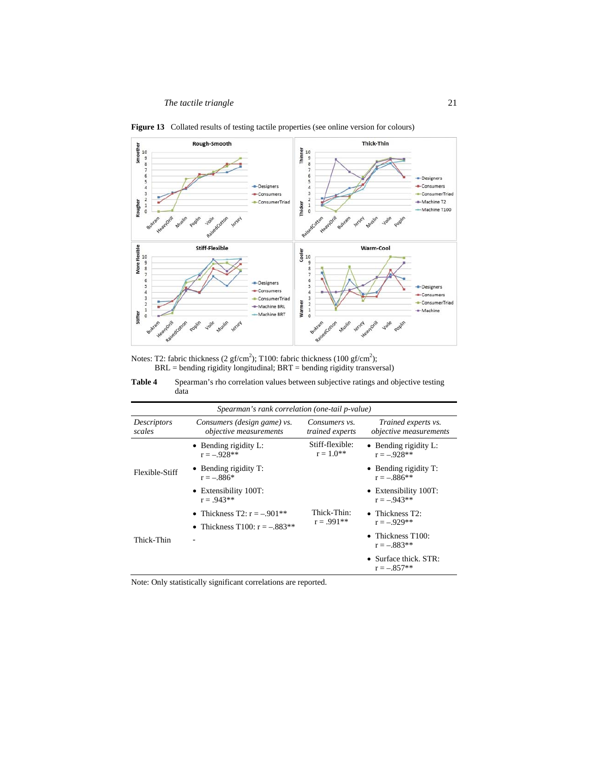**Figure 13** Collated results of testing tactile properties (see online version for colours)

Rough-Smooth

Smoother

Rougher

10 9 8 7 6 5 4 3 2 1 0

Bukram HeavyDrill Muslin Poplin Voile RaisedCotton Jersey

Designers Consumers ConsumerTriad

Thick-Thin

Thinner

Thicker

10 9 8 7 6 5 4 3 2 1 0

RaisedCotton HeavyDrill Bukram Jersey Muslin Voile Poplin

Designers Consumers ConsumerTriad Machine T2 Machine T100

Stiff-Flexible

More Flexible

Stiffer

10 9 8 7 6 5 4 3 2 1 0

Bukram HeavyDrill RaisedCotton Poplin Voile Muslin Jersey

Designers Consumers ConsumerTriad Machine BRL Machine BRT

Warm-Cool

Cooler

Warmer

10 9 8 7 6 5 4 3 2 1 0

Bukram RaisedCotton Muslin Jersey HeavyDrill Voile Poplin

Designers Consumers ConsumerTriad Machine

Notes: T2: fabric thickness (2 gf/cm$^2$); T100: fabric thickness (100 gf/cm$^2$);
BRL = bending rigidity longitudinal; BRT = bending rigidity transversal)

**Table 4** Spearman's rho correlation values between subjective ratings and objective testing data

| *Spearman's rank correlation (one-tail p-value)* | | | |
|---|---|---|---|
| *Descriptors scales* | *Consumers (design game) vs. objective measurements* | *Consumers vs. trained experts* | *Trained experts vs. objective measurements* |
| Flexible-Stiff | • Bending rigidity L: r = –.928** | Stiff-flexible: r = 1.0** | • Bending rigidity L: r = –.928** |
| | • Bending rigidity T: r = –.886* | | • Bending rigidity T: r = –.886** |
| | • Extensibility 100T: r = .943** | | • Extensibility 100T: r = –.943** |
| Thick-Thin | • Thickness T2: r = –.901** | Thick-Thin: r = .991** | • Thickness T2: r = –.929** |
| | • Thickness T100: r = –.883** | | • Thickness T100: r = –.883** |
| | - | | • Surface thick. STR: r = –.857** |

Note: Only statistically significant correlations are reported.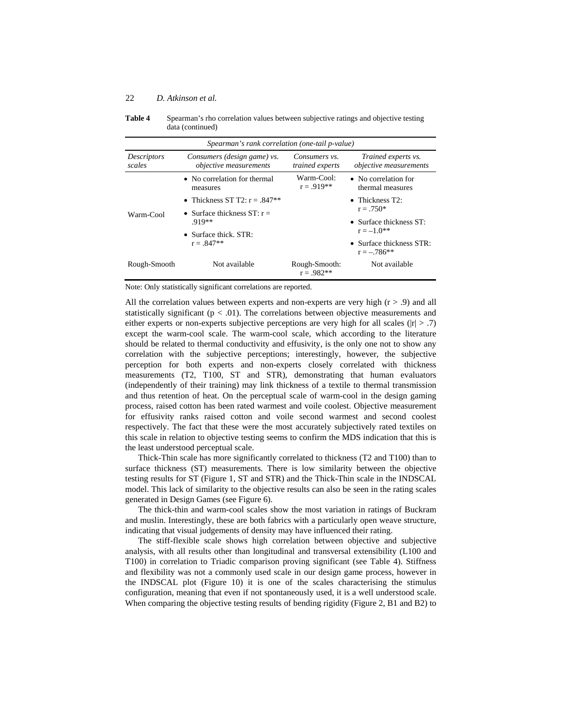**Table 4** Spearman's rho correlation values between subjective ratings and objective testing data (continued)

| *Spearman's rank correlation (one-tail p-value)* | | | |
|---|---|---|---|
| *Descriptors scales* | *Consumers (design game) vs. objective measurements* | *Consumers vs. trained experts* | *Trained experts vs. objective measurements* |
| Warm-Cool | • No correlation for thermal measures<br>• Thickness ST T2: r = .847**<br>• Surface thickness ST: r = .919**<br>• Surface thick. STR: r = .847** | Warm-Cool: r = .919** | • No correlation for thermal measures<br>• Thickness T2: r = .750*<br>• Surface thickness ST: r = –1.0**<br>• Surface thickness STR: r = –.786** |
| Rough-Smooth | Not available | Rough-Smooth: r = .982** | Not available |

Note: Only statistically significant correlations are reported.

All the correlation values between experts and non-experts are very high ($r > .9$) and all statistically significant ($p < .01$). The correlations between objective measurements and either experts or non-experts subjective perceptions are very high for all scales ($|r| > .7$) except the warm-cool scale. The warm-cool scale, which according to the literature should be related to thermal conductivity and effusivity, is the only one not to show any correlation with the subjective perceptions; interestingly, however, the subjective perception for both experts and non-experts closely correlated with thickness measurements (T2, T100, ST and STR), demonstrating that human evaluators (independently of their training) may link thickness of a textile to thermal transmission and thus retention of heat. On the perceptual scale of warm-cool in the design gaming process, raised cotton has been rated warmest and voile coolest. Objective measurement for effusivity ranks raised cotton and voile second warmest and second coolest respectively. The fact that these were the most accurately subjectively rated textiles on this scale in relation to objective testing seems to confirm the MDS indication that this is the least understood perceptual scale.

Thick-Thin scale has more significantly correlated to thickness (T2 and T100) than to surface thickness (ST) measurements. There is low similarity between the objective testing results for ST (Figure 1, ST and STR) and the Thick-Thin scale in the INDSCAL model. This lack of similarity to the objective results can also be seen in the rating scales generated in Design Games (see Figure 6).

The thick-thin and warm-cool scales show the most variation in ratings of Buckram and muslin. Interestingly, these are both fabrics with a particularly open weave structure, indicating that visual judgements of density may have influenced their rating.

The stiff-flexible scale shows high correlation between objective and subjective analysis, with all results other than longitudinal and transversal extensibility (L100 and T100) in correlation to Triadic comparison proving significant (see Table 4). Stiffness and flexibility was not a commonly used scale in our design game process, however in the INDSCAL plot (Figure 10) it is one of the scales characterising the stimulus configuration, meaning that even if not spontaneously used, it is a well understood scale. When comparing the objective testing results of bending rigidity (Figure 2, B1 and B2) to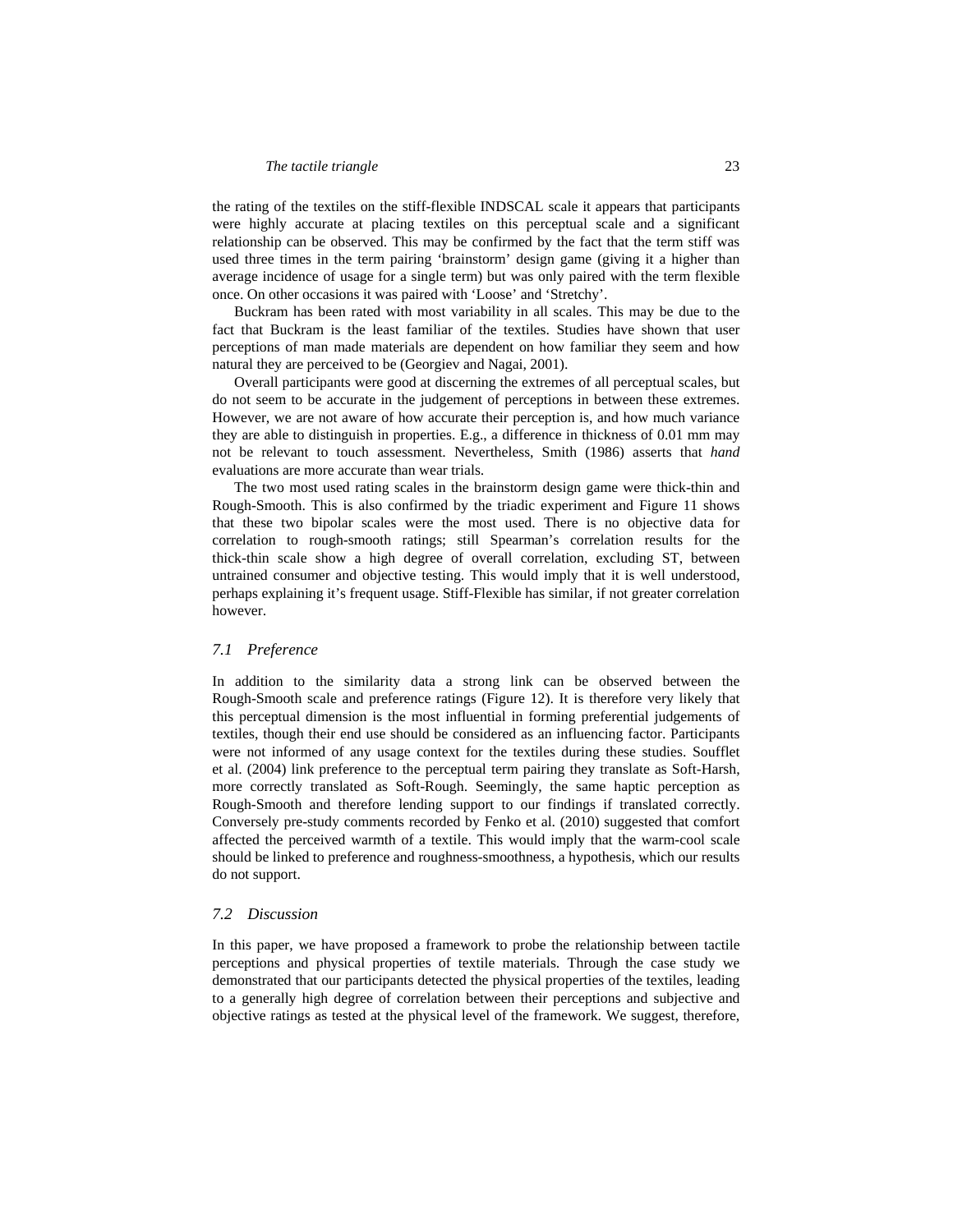the rating of the textiles on the stiff-flexible INDSCAL scale it appears that participants were highly accurate at placing textiles on this perceptual scale and a significant relationship can be observed. This may be confirmed by the fact that the term stiff was used three times in the term pairing 'brainstorm' design game (giving it a higher than average incidence of usage for a single term) but was only paired with the term flexible once. On other occasions it was paired with 'Loose' and 'Stretchy'.

Buckram has been rated with most variability in all scales. This may be due to the fact that Buckram is the least familiar of the textiles. Studies have shown that user perceptions of man made materials are dependent on how familiar they seem and how natural they are perceived to be (Georgiev and Nagai, 2001).

Overall participants were good at discerning the extremes of all perceptual scales, but do not seem to be accurate in the judgement of perceptions in between these extremes. However, we are not aware of how accurate their perception is, and how much variance they are able to distinguish in properties. E.g., a difference in thickness of 0.01 mm may not be relevant to touch assessment. Nevertheless, Smith (1986) asserts that *hand* evaluations are more accurate than wear trials.

The two most used rating scales in the brainstorm design game were thick-thin and Rough-Smooth. This is also confirmed by the triadic experiment and Figure 11 shows that these two bipolar scales were the most used. There is no objective data for correlation to rough-smooth ratings; still Spearman's correlation results for the thick-thin scale show a high degree of overall correlation, excluding ST, between untrained consumer and objective testing. This would imply that it is well understood, perhaps explaining it's frequent usage. Stiff-Flexible has similar, if not greater correlation however.

### *7.1 Preference*

In addition to the similarity data a strong link can be observed between the Rough-Smooth scale and preference ratings (Figure 12). It is therefore very likely that this perceptual dimension is the most influential in forming preferential judgements of textiles, though their end use should be considered as an influencing factor. Participants were not informed of any usage context for the textiles during these studies. Soufflet et al. (2004) link preference to the perceptual term pairing they translate as Soft-Harsh, more correctly translated as Soft-Rough. Seemingly, the same haptic perception as Rough-Smooth and therefore lending support to our findings if translated correctly. Conversely pre-study comments recorded by Fenko et al. (2010) suggested that comfort affected the perceived warmth of a textile. This would imply that the warm-cool scale should be linked to preference and roughness-smoothness, a hypothesis, which our results do not support.

### *7.2 Discussion*

In this paper, we have proposed a framework to probe the relationship between tactile perceptions and physical properties of textile materials. Through the case study we demonstrated that our participants detected the physical properties of the textiles, leading to a generally high degree of correlation between their perceptions and subjective and objective ratings as tested at the physical level of the framework. We suggest, therefore,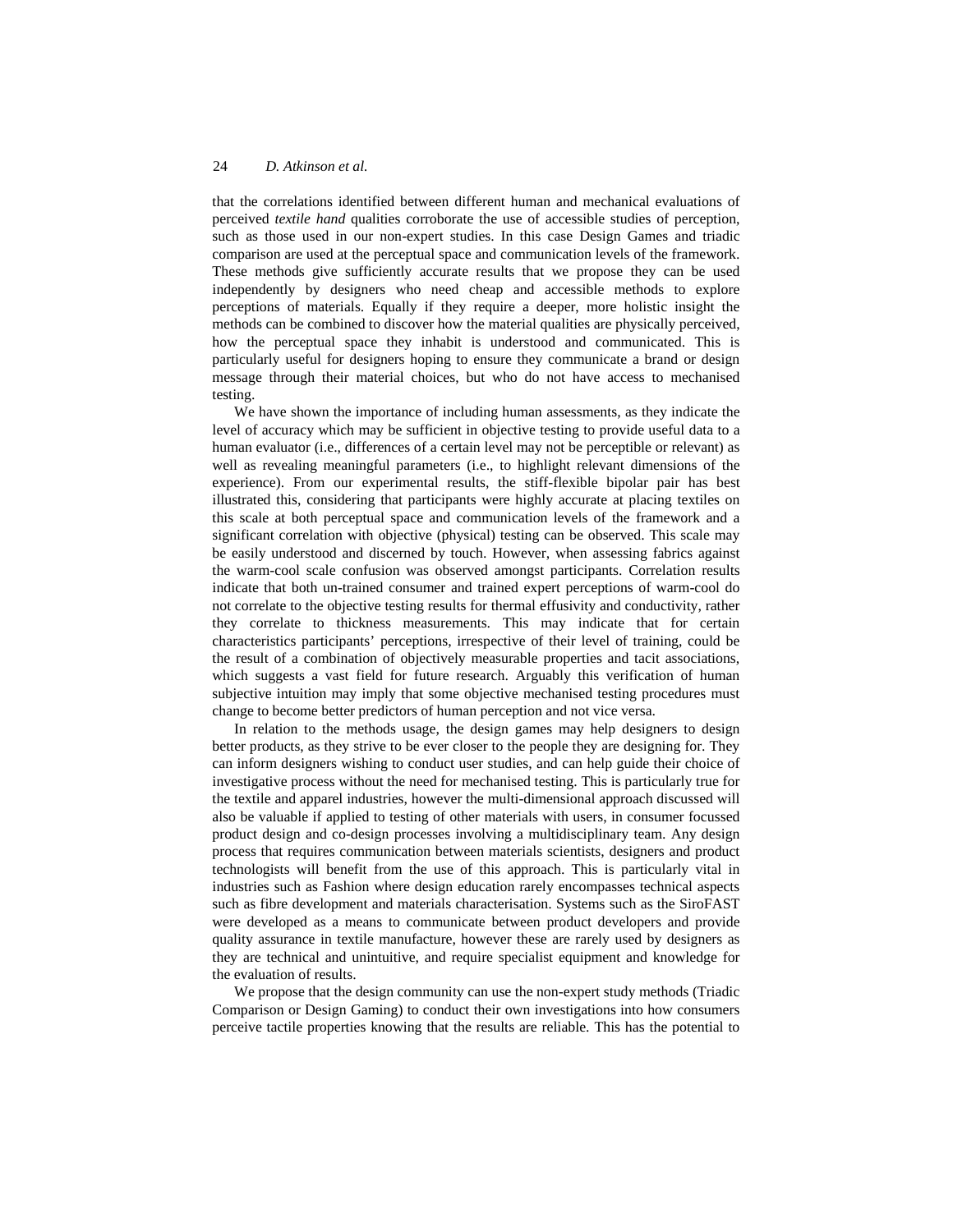that the correlations identified between different human and mechanical evaluations of perceived *textile hand* qualities corroborate the use of accessible studies of perception, such as those used in our non-expert studies. In this case Design Games and triadic comparison are used at the perceptual space and communication levels of the framework. These methods give sufficiently accurate results that we propose they can be used independently by designers who need cheap and accessible methods to explore perceptions of materials. Equally if they require a deeper, more holistic insight the methods can be combined to discover how the material qualities are physically perceived, how the perceptual space they inhabit is understood and communicated. This is particularly useful for designers hoping to ensure they communicate a brand or design message through their material choices, but who do not have access to mechanised testing.

We have shown the importance of including human assessments, as they indicate the level of accuracy which may be sufficient in objective testing to provide useful data to a human evaluator (i.e., differences of a certain level may not be perceptible or relevant) as well as revealing meaningful parameters (i.e., to highlight relevant dimensions of the experience). From our experimental results, the stiff-flexible bipolar pair has best illustrated this, considering that participants were highly accurate at placing textiles on this scale at both perceptual space and communication levels of the framework and a significant correlation with objective (physical) testing can be observed. This scale may be easily understood and discerned by touch. However, when assessing fabrics against the warm-cool scale confusion was observed amongst participants. Correlation results indicate that both un-trained consumer and trained expert perceptions of warm-cool do not correlate to the objective testing results for thermal effusivity and conductivity, rather they correlate to thickness measurements. This may indicate that for certain characteristics participants' perceptions, irrespective of their level of training, could be the result of a combination of objectively measurable properties and tacit associations, which suggests a vast field for future research. Arguably this verification of human subjective intuition may imply that some objective mechanised testing procedures must change to become better predictors of human perception and not vice versa.

In relation to the methods usage, the design games may help designers to design better products, as they strive to be ever closer to the people they are designing for. They can inform designers wishing to conduct user studies, and can help guide their choice of investigative process without the need for mechanised testing. This is particularly true for the textile and apparel industries, however the multi-dimensional approach discussed will also be valuable if applied to testing of other materials with users, in consumer focussed product design and co-design processes involving a multidisciplinary team. Any design process that requires communication between materials scientists, designers and product technologists will benefit from the use of this approach. This is particularly vital in industries such as Fashion where design education rarely encompasses technical aspects such as fibre development and materials characterisation. Systems such as the SiroFAST were developed as a means to communicate between product developers and provide quality assurance in textile manufacture, however these are rarely used by designers as they are technical and unintuitive, and require specialist equipment and knowledge for the evaluation of results.

We propose that the design community can use the non-expert study methods (Triadic Comparison or Design Gaming) to conduct their own investigations into how consumers perceive tactile properties knowing that the results are reliable. This has the potential to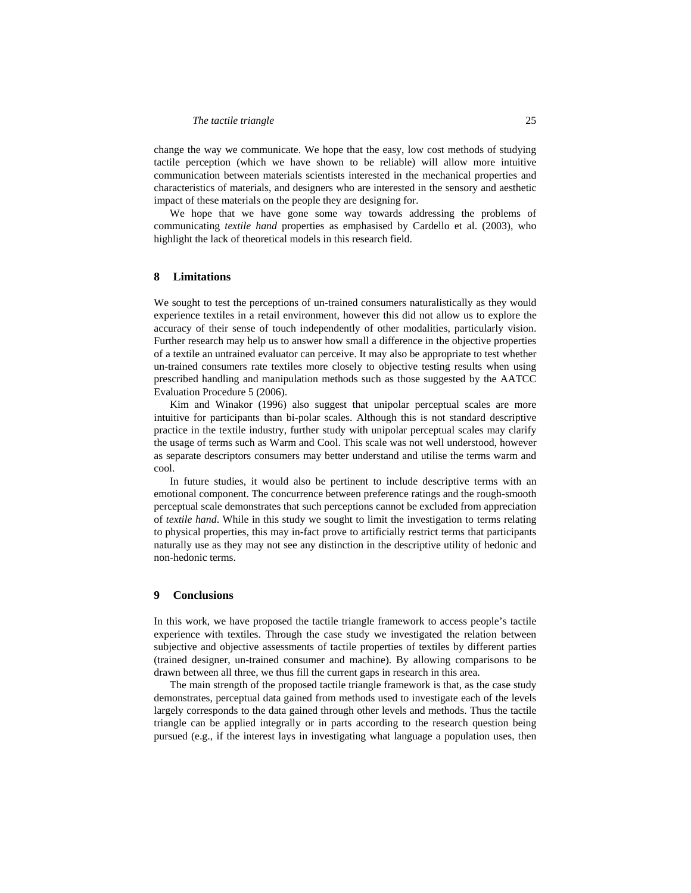change the way we communicate. We hope that the easy, low cost methods of studying tactile perception (which we have shown to be reliable) will allow more intuitive communication between materials scientists interested in the mechanical properties and characteristics of materials, and designers who are interested in the sensory and aesthetic impact of these materials on the people they are designing for.

We hope that we have gone some way towards addressing the problems of communicating *textile hand* properties as emphasised by Cardello et al. (2003), who highlight the lack of theoretical models in this research field.

## 8 Limitations

We sought to test the perceptions of un-trained consumers naturalistically as they would experience textiles in a retail environment, however this did not allow us to explore the accuracy of their sense of touch independently of other modalities, particularly vision. Further research may help us to answer how small a difference in the objective properties of a textile an untrained evaluator can perceive. It may also be appropriate to test whether un-trained consumers rate textiles more closely to objective testing results when using prescribed handling and manipulation methods such as those suggested by the AATCC Evaluation Procedure 5 (2006).

Kim and Winakor (1996) also suggest that unipolar perceptual scales are more intuitive for participants than bi-polar scales. Although this is not standard descriptive practice in the textile industry, further study with unipolar perceptual scales may clarify the usage of terms such as Warm and Cool. This scale was not well understood, however as separate descriptors consumers may better understand and utilise the terms warm and cool.

In future studies, it would also be pertinent to include descriptive terms with an emotional component. The concurrence between preference ratings and the rough-smooth perceptual scale demonstrates that such perceptions cannot be excluded from appreciation of *textile hand*. While in this study we sought to limit the investigation to terms relating to physical properties, this may in-fact prove to artificially restrict terms that participants naturally use as they may not see any distinction in the descriptive utility of hedonic and non-hedonic terms.

## 9 Conclusions

In this work, we have proposed the tactile triangle framework to access people's tactile experience with textiles. Through the case study we investigated the relation between subjective and objective assessments of tactile properties of textiles by different parties (trained designer, un-trained consumer and machine). By allowing comparisons to be drawn between all three, we thus fill the current gaps in research in this area.

The main strength of the proposed tactile triangle framework is that, as the case study demonstrates, perceptual data gained from methods used to investigate each of the levels largely corresponds to the data gained through other levels and methods. Thus the tactile triangle can be applied integrally or in parts according to the research question being pursued (e.g., if the interest lays in investigating what language a population uses, then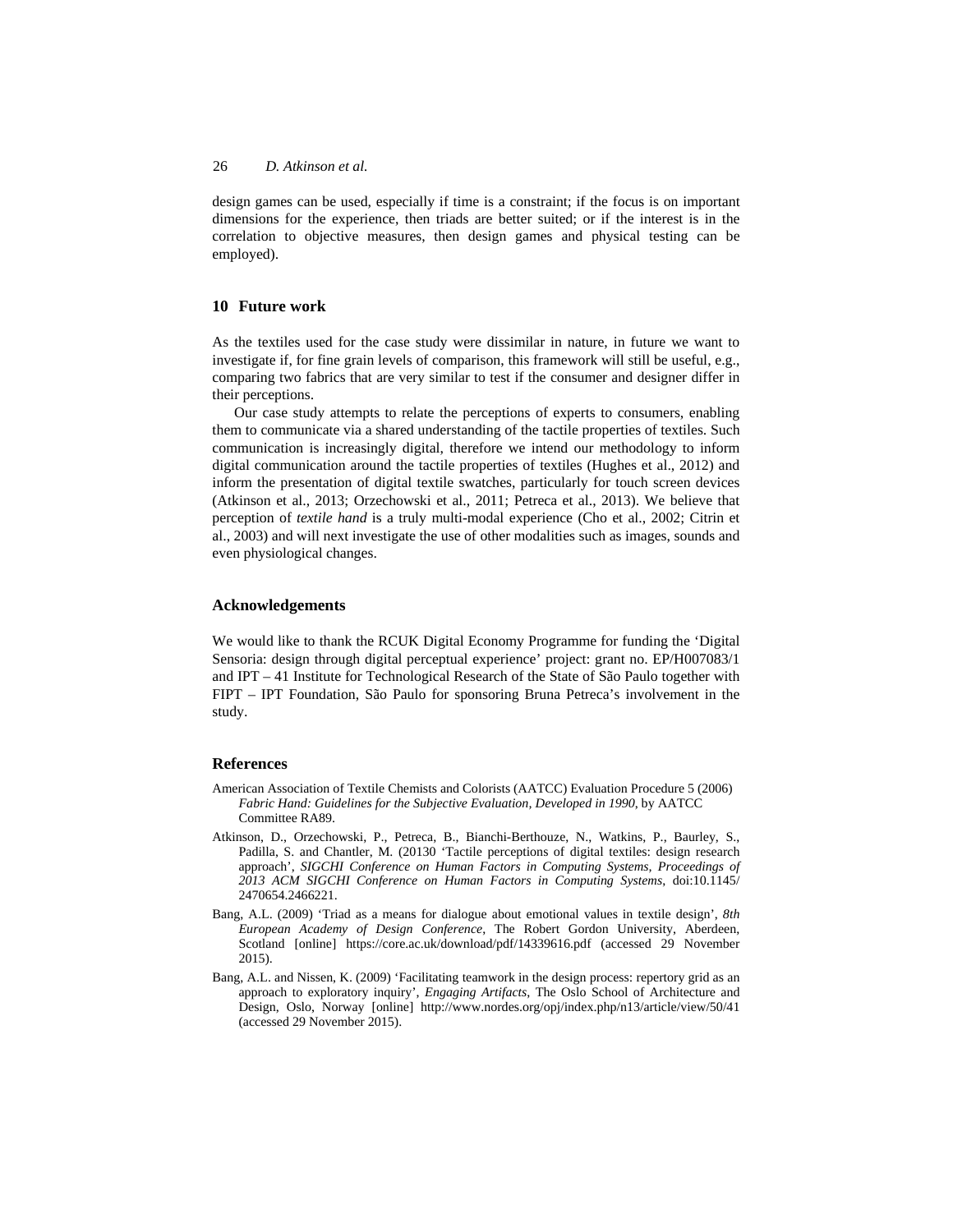design games can be used, especially if time is a constraint; if the focus is on important dimensions for the experience, then triads are better suited; or if the interest is in the correlation to objective measures, then design games and physical testing can be employed).

## 10 Future work

As the textiles used for the case study were dissimilar in nature, in future we want to investigate if, for fine grain levels of comparison, this framework will still be useful, e.g., comparing two fabrics that are very similar to test if the consumer and designer differ in their perceptions.

Our case study attempts to relate the perceptions of experts to consumers, enabling them to communicate via a shared understanding of the tactile properties of textiles. Such communication is increasingly digital, therefore we intend our methodology to inform digital communication around the tactile properties of textiles (Hughes et al., 2012) and inform the presentation of digital textile swatches, particularly for touch screen devices (Atkinson et al., 2013; Orzechowski et al., 2011; Petreca et al., 2013). We believe that perception of *textile hand* is a truly multi-modal experience (Cho et al., 2002; Citrin et al., 2003) and will next investigate the use of other modalities such as images, sounds and even physiological changes.

## Acknowledgements

We would like to thank the RCUK Digital Economy Programme for funding the 'Digital Sensoria: design through digital perceptual experience' project: grant no. EP/H007083/1 and IPT – 41 Institute for Technological Research of the State of São Paulo together with FIPT – IPT Foundation, São Paulo for sponsoring Bruna Petreca's involvement in the study.

## References

American Association of Textile Chemists and Colorists (AATCC) Evaluation Procedure 5 (2006) *Fabric Hand: Guidelines for the Subjective Evaluation, Developed in 1990*, by AATCC Committee RA89.

Atkinson, D., Orzechowski, P., Petreca, B., Bianchi-Berthouze, N., Watkins, P., Baurley, S., Padilla, S. and Chantler, M. (20130 'Tactile perceptions of digital textiles: design research approach', *SIGCHI Conference on Human Factors in Computing Systems, Proceedings of 2013 ACM SIGCHI Conference on Human Factors in Computing Systems*, doi:10.1145/ 2470654.2466221.

Bang, A.L. (2009) 'Triad as a means for dialogue about emotional values in textile design', *8th European Academy of Design Conference*, The Robert Gordon University, Aberdeen, Scotland [online] https://core.ac.uk/download/pdf/14339616.pdf (accessed 29 November 2015).

Bang, A.L. and Nissen, K. (2009) 'Facilitating teamwork in the design process: repertory grid as an approach to exploratory inquiry', *Engaging Artifacts*, The Oslo School of Architecture and Design, Oslo, Norway [online] http://www.nordes.org/opj/index.php/n13/article/view/50/41 (accessed 29 November 2015).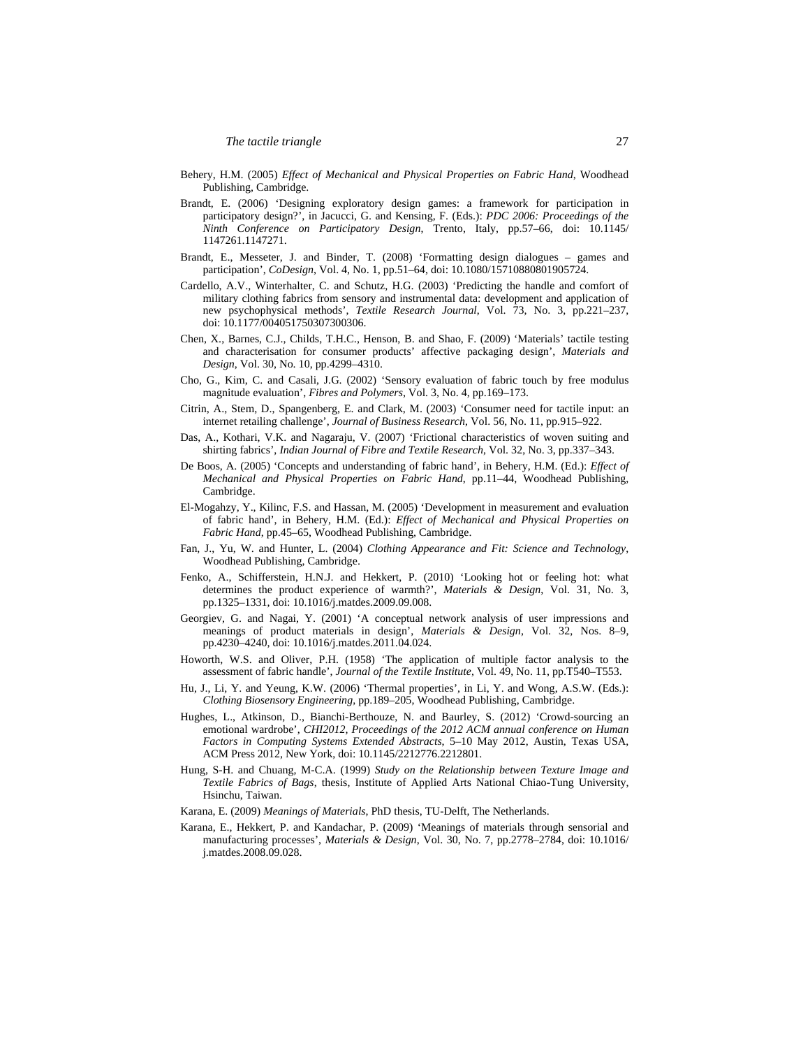Behery, H.M. (2005) *Effect of Mechanical and Physical Properties on Fabric Hand*, Woodhead Publishing, Cambridge.

Brandt, E. (2006) 'Designing exploratory design games: a framework for participation in participatory design?', in Jacucci, G. and Kensing, F. (Eds.): *PDC 2006: Proceedings of the Ninth Conference on Participatory Design*, Trento, Italy, pp.57–66, doi: 10.1145/1147261.1147271.

Brandt, E., Messeter, J. and Binder, T. (2008) 'Formatting design dialogues – games and participation', *CoDesign*, Vol. 4, No. 1, pp.51–64, doi: 10.1080/15710880801905724.

Cardello, A.V., Winterhalter, C. and Schutz, H.G. (2003) 'Predicting the handle and comfort of military clothing fabrics from sensory and instrumental data: development and application of new psychophysical methods', *Textile Research Journal*, Vol. 73, No. 3, pp.221–237, doi: 10.1177/004051750307300306.

Chen, X., Barnes, C.J., Childs, T.H.C., Henson, B. and Shao, F. (2009) 'Materials' tactile testing and characterisation for consumer products' affective packaging design', *Materials and Design*, Vol. 30, No. 10, pp.4299–4310.

Cho, G., Kim, C. and Casali, J.G. (2002) 'Sensory evaluation of fabric touch by free modulus magnitude evaluation', *Fibres and Polymers*, Vol. 3, No. 4, pp.169–173.

Citrin, A., Stem, D., Spangenberg, E. and Clark, M. (2003) 'Consumer need for tactile input: an internet retailing challenge', *Journal of Business Research*, Vol. 56, No. 11, pp.915–922.

Das, A., Kothari, V.K. and Nagaraju, V. (2007) 'Frictional characteristics of woven suiting and shirting fabrics', *Indian Journal of Fibre and Textile Research*, Vol. 32, No. 3, pp.337–343.

De Boos, A. (2005) 'Concepts and understanding of fabric hand', in Behery, H.M. (Ed.): *Effect of Mechanical and Physical Properties on Fabric Hand*, pp.11–44, Woodhead Publishing, Cambridge.

El-Mogahzy, Y., Kilinc, F.S. and Hassan, M. (2005) 'Development in measurement and evaluation of fabric hand', in Behery, H.M. (Ed.): *Effect of Mechanical and Physical Properties on Fabric Hand*, pp.45–65, Woodhead Publishing, Cambridge.

Fan, J., Yu, W. and Hunter, L. (2004) *Clothing Appearance and Fit: Science and Technology*, Woodhead Publishing, Cambridge.

Fenko, A., Schifferstein, H.N.J. and Hekkert, P. (2010) 'Looking hot or feeling hot: what determines the product experience of warmth?', *Materials & Design*, Vol. 31, No. 3, pp.1325–1331, doi: 10.1016/j.matdes.2009.09.008.

Georgiev, G. and Nagai, Y. (2001) 'A conceptual network analysis of user impressions and meanings of product materials in design', *Materials & Design*, Vol. 32, Nos. 8–9, pp.4230–4240, doi: 10.1016/j.matdes.2011.04.024.

Howorth, W.S. and Oliver, P.H. (1958) 'The application of multiple factor analysis to the assessment of fabric handle', *Journal of the Textile Institute*, Vol. 49, No. 11, pp.T540–T553.

Hu, J., Li, Y. and Yeung, K.W. (2006) 'Thermal properties', in Li, Y. and Wong, A.S.W. (Eds.): *Clothing Biosensory Engineering*, pp.189–205, Woodhead Publishing, Cambridge.

Hughes, L., Atkinson, D., Bianchi-Berthouze, N. and Baurley, S. (2012) 'Crowd-sourcing an emotional wardrobe', *CHI2012, Proceedings of the 2012 ACM annual conference on Human Factors in Computing Systems Extended Abstracts*, 5–10 May 2012, Austin, Texas USA, ACM Press 2012, New York, doi: 10.1145/2212776.2212801.

Hung, S-H. and Chuang, M-C.A. (1999) *Study on the Relationship between Texture Image and Textile Fabrics of Bags*, thesis, Institute of Applied Arts National Chiao-Tung University, Hsinchu, Taiwan.

Karana, E. (2009) *Meanings of Materials*, PhD thesis, TU-Delft, The Netherlands.

Karana, E., Hekkert, P. and Kandachar, P. (2009) 'Meanings of materials through sensorial and manufacturing processes', *Materials & Design*, Vol. 30, No. 7, pp.2778–2784, doi: 10.1016/j.matdes.2008.09.028.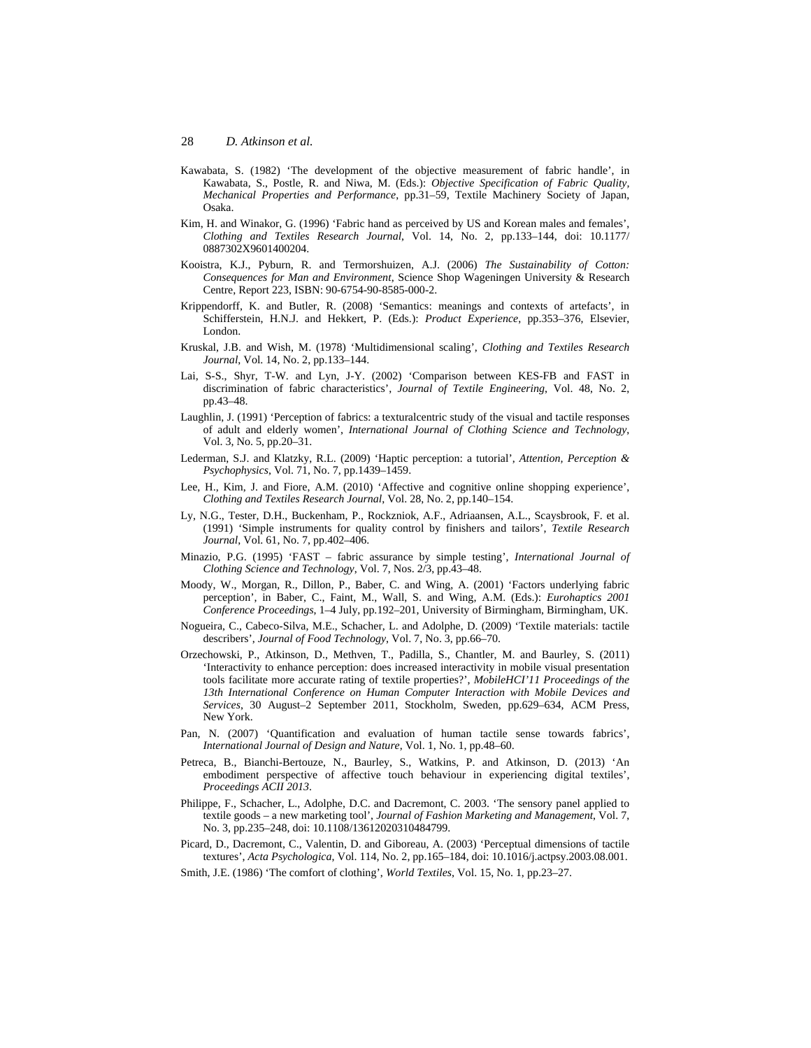Kawabata, S. (1982) 'The development of the objective measurement of fabric handle', in Kawabata, S., Postle, R. and Niwa, M. (Eds.): *Objective Specification of Fabric Quality, Mechanical Properties and Performance*, pp.31–59, Textile Machinery Society of Japan, Osaka.

Kim, H. and Winakor, G. (1996) 'Fabric hand as perceived by US and Korean males and females', *Clothing and Textiles Research Journal*, Vol. 14, No. 2, pp.133–144, doi: 10.1177/0887302X9601400204.

Kooistra, K.J., Pyburn, R. and Termorshuizen, A.J. (2006) *The Sustainability of Cotton: Consequences for Man and Environment*, Science Shop Wageningen University & Research Centre, Report 223, ISBN: 90-6754-90-8585-000-2.

Krippendorff, K. and Butler, R. (2008) 'Semantics: meanings and contexts of artefacts', in Schifferstein, H.N.J. and Hekkert, P. (Eds.): *Product Experience*, pp.353–376, Elsevier, London.

Kruskal, J.B. and Wish, M. (1978) 'Multidimensional scaling', *Clothing and Textiles Research Journal*, Vol. 14, No. 2, pp.133–144.

Lai, S-S., Shyr, T-W. and Lyn, J-Y. (2002) 'Comparison between KES-FB and FAST in discrimination of fabric characteristics', *Journal of Textile Engineering*, Vol. 48, No. 2, pp.43–48.

Laughlin, J. (1991) 'Perception of fabrics: a texturalcentric study of the visual and tactile responses of adult and elderly women', *International Journal of Clothing Science and Technology*, Vol. 3, No. 5, pp.20–31.

Lederman, S.J. and Klatzky, R.L. (2009) 'Haptic perception: a tutorial', *Attention, Perception & Psychophysics*, Vol. 71, No. 7, pp.1439–1459.

Lee, H., Kim, J. and Fiore, A.M. (2010) 'Affective and cognitive online shopping experience', *Clothing and Textiles Research Journal*, Vol. 28, No. 2, pp.140–154.

Ly, N.G., Tester, D.H., Buckenham, P., Rockzniok, A.F., Adriaansen, A.L., Scaysbrook, F. et al. (1991) 'Simple instruments for quality control by finishers and tailors', *Textile Research Journal*, Vol. 61, No. 7, pp.402–406.

Minazio, P.G. (1995) 'FAST – fabric assurance by simple testing', *International Journal of Clothing Science and Technology*, Vol. 7, Nos. 2/3, pp.43–48.

Moody, W., Morgan, R., Dillon, P., Baber, C. and Wing, A. (2001) 'Factors underlying fabric perception', in Baber, C., Faint, M., Wall, S. and Wing, A.M. (Eds.): *Eurohaptics 2001 Conference Proceedings*, 1–4 July, pp.192–201, University of Birmingham, Birmingham, UK.

Nogueira, C., Cabeco-Silva, M.E., Schacher, L. and Adolphe, D. (2009) 'Textile materials: tactile describers', *Journal of Food Technology*, Vol. 7, No. 3, pp.66–70.

Orzechowski, P., Atkinson, D., Methven, T., Padilla, S., Chantler, M. and Baurley, S. (2011) 'Interactivity to enhance perception: does increased interactivity in mobile visual presentation tools facilitate more accurate rating of textile properties?', *MobileHCI'11 Proceedings of the 13th International Conference on Human Computer Interaction with Mobile Devices and Services*, 30 August–2 September 2011, Stockholm, Sweden, pp.629–634, ACM Press, New York.

Pan, N. (2007) 'Quantification and evaluation of human tactile sense towards fabrics', *International Journal of Design and Nature*, Vol. 1, No. 1, pp.48–60.

Petreca, B., Bianchi-Bertouze, N., Baurley, S., Watkins, P. and Atkinson, D. (2013) 'An embodiment perspective of affective touch behaviour in experiencing digital textiles', *Proceedings ACII 2013*.

Philippe, F., Schacher, L., Adolphe, D.C. and Dacremont, C. 2003. 'The sensory panel applied to textile goods – a new marketing tool', *Journal of Fashion Marketing and Management*, Vol. 7, No. 3, pp.235–248, doi: 10.1108/13612020310484799.

Picard, D., Dacremont, C., Valentin, D. and Giboreau, A. (2003) 'Perceptual dimensions of tactile textures', *Acta Psychologica*, Vol. 114, No. 2, pp.165–184, doi: 10.1016/j.actpsy.2003.08.001.

Smith, J.E. (1986) 'The comfort of clothing', *World Textiles*, Vol. 15, No. 1, pp.23–27.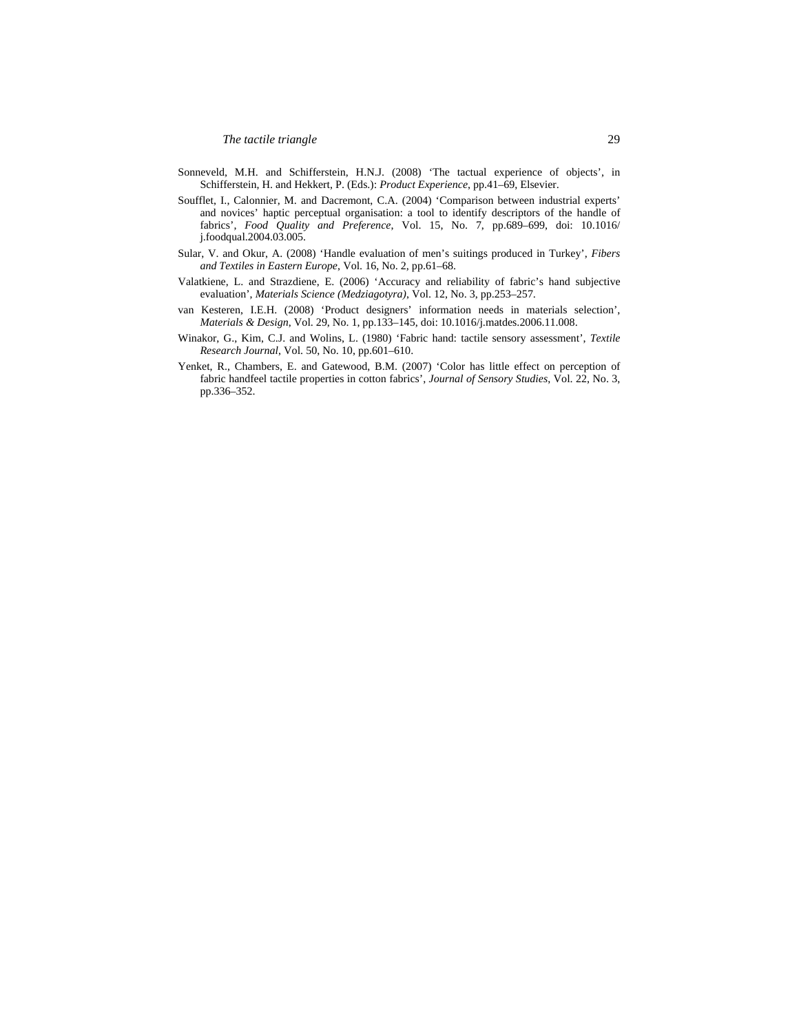Sonneveld, M.H. and Schifferstein, H.N.J. (2008) 'The tactual experience of objects', in Schifferstein, H. and Hekkert, P. (Eds.): *Product Experience*, pp.41–69, Elsevier.

Soufflet, I., Calonnier, M. and Dacremont, C.A. (2004) 'Comparison between industrial experts' and novices' haptic perceptual organisation: a tool to identify descriptors of the handle of fabrics', *Food Quality and Preference*, Vol. 15, No. 7, pp.689–699, doi: 10.1016/ j.foodqual.2004.03.005.

Sular, V. and Okur, A. (2008) 'Handle evaluation of men's suitings produced in Turkey', *Fibers and Textiles in Eastern Europe*, Vol. 16, No. 2, pp.61–68.

Valatkiene, L. and Strazdiene, E. (2006) 'Accuracy and reliability of fabric's hand subjective evaluation', *Materials Science (Medziagotyra)*, Vol. 12, No. 3, pp.253–257.

van Kesteren, I.E.H. (2008) 'Product designers' information needs in materials selection', *Materials & Design*, Vol. 29, No. 1, pp.133–145, doi: 10.1016/j.matdes.2006.11.008.

Winakor, G., Kim, C.J. and Wolins, L. (1980) 'Fabric hand: tactile sensory assessment', *Textile Research Journal*, Vol. 50, No. 10, pp.601–610.

Yenket, R., Chambers, E. and Gatewood, B.M. (2007) 'Color has little effect on perception of fabric handfeel tactile properties in cotton fabrics', *Journal of Sensory Studies*, Vol. 22, No. 3, pp.336–352.